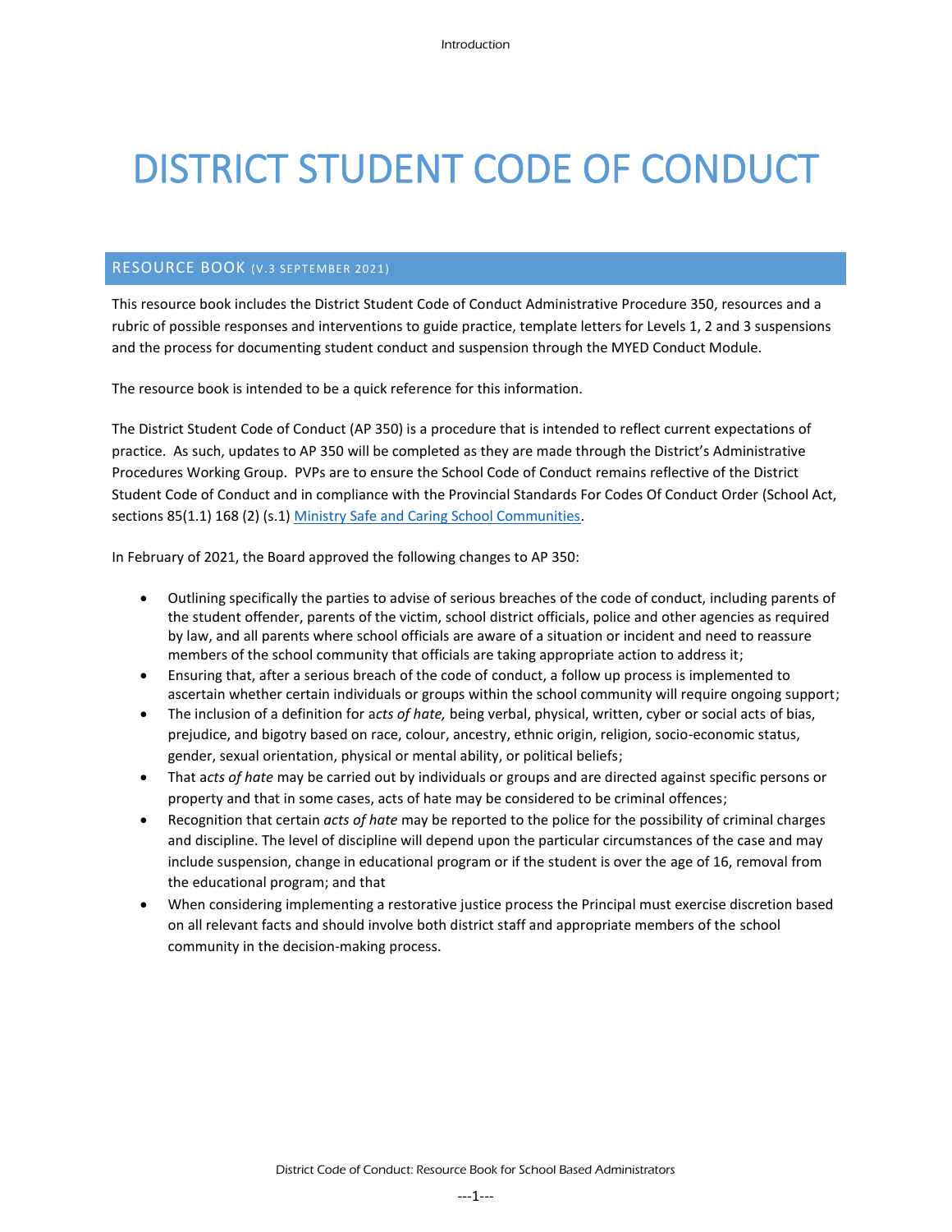# DISTRICT STUDENT CODE OF CONDUCT

## RESOURCE BOOK (V.3 SEPTEMBER 2021)

This resource book includes the District Student Code of Conduct Administrative Procedure 350, resources and a rubric of possible responses and interventions to guide practice, template letters for Levels 1, 2 and 3 suspensions and the process for documenting student conduct and suspension through the MYED Conduct Module.

The resource book is intended to be a quick reference for this information.

The District Student Code of Conduct (AP 350) is a procedure that is intended to reflect current expectations of practice. As such, updates to AP 350 will be completed as they are made through the District's Administrative Procedures Working Group. PVPs are to ensure the School Code of Conduct remains reflective of the District Student Code of Conduct and in compliance with the Provincial Standards For Codes Of Conduct Order (School Act, sections 85(1.1) 168 (2) (s.1) Ministry Safe and Caring School Communities.

In February of 2021, the Board approved the following changes to AP 350:

- Outlining specifically the parties to advise of serious breaches of the code of conduct, including parents of the student offender, parents of the victim, school district officials, police and other agencies as required by law, and all parents where school officials are aware of a situation or incident and need to reassure members of the school community that officials are taking appropriate action to address it;
- Ensuring that, after a serious breach of the code of conduct, a follow up process is implemented to ascertain whether certain individuals or groups within the school community will require ongoing support;
- The inclusion of a definition for a*cts of hate,* being verbal, physical, written, cyber or social acts of bias, prejudice, and bigotry based on race, colour, ancestry, ethnic origin, religion, socio-economic status, gender, sexual orientation, physical or mental ability, or political beliefs;
- That a*cts of hate* may be carried out by individuals or groups and are directed against specific persons or property and that in some cases, acts of hate may be considered to be criminal offences;
- Recognition that certain *acts of hate* may be reported to the police for the possibility of criminal charges and discipline. The level of discipline will depend upon the particular circumstances of the case and may include suspension, change in educational program or if the student is over the age of 16, removal from the educational program; and that
- When considering implementing a restorative justice process the Principal must exercise discretion based on all relevant facts and should involve both district staff and appropriate members of the school community in the decision-making process.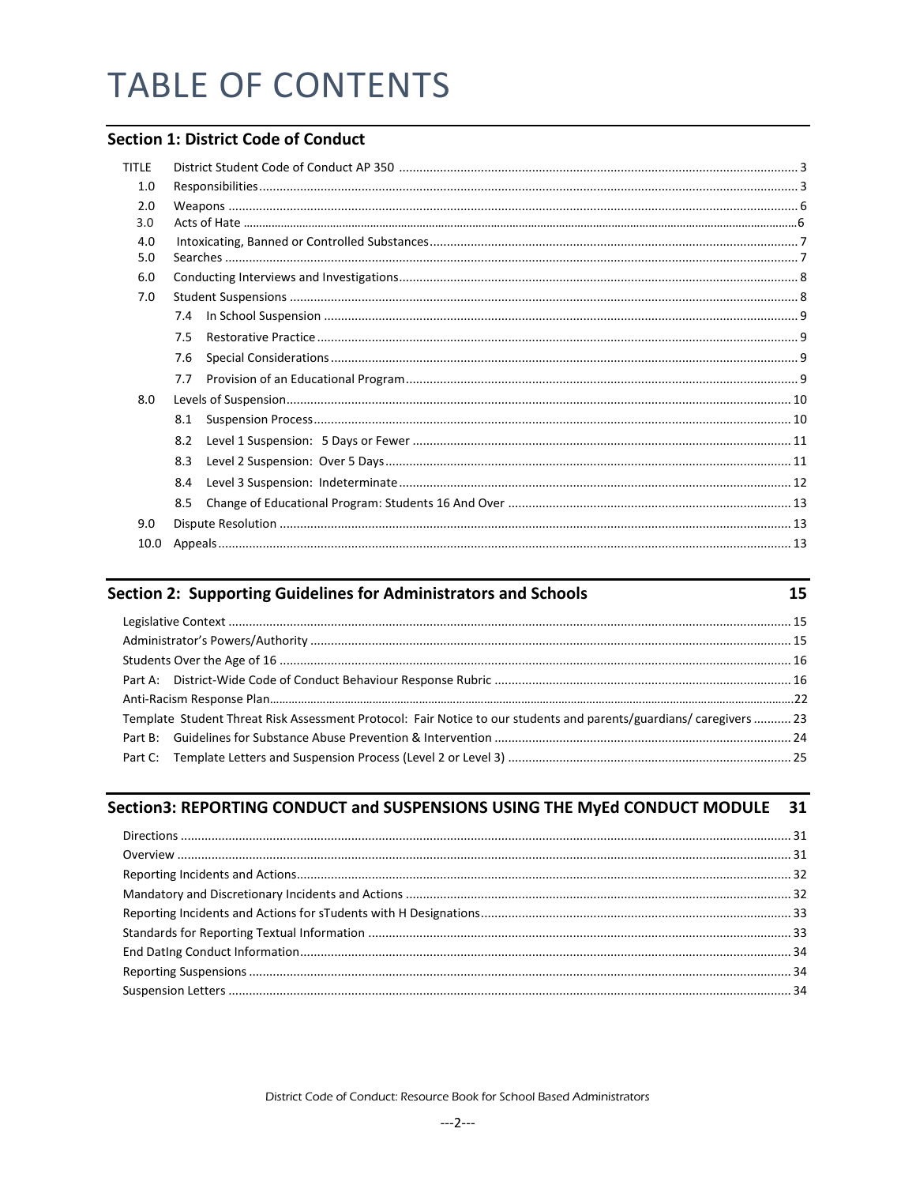# TABLE OF CONTENTS

## Section 1: District Code of Conduct

| | | |
|---|---|---|
| TITLE | District Student Code of Conduct AP 350 | 3 |
| 1.0 | Responsibilities | 3 |
| 2.0 | Weapons | 6 |
| 3.0 | Acts of Hate | 6 |
| 4.0 | Intoxicating, Banned or Controlled Substances | 7 |
| 5.0 | Searches | 7 |
| 6.0 | Conducting Interviews and Investigations | 8 |
| 7.0 | Student Suspensions | 8 |
| | 7.4 In School Suspension | 9 |
| | 7.5 Restorative Practice | 9 |
| | 7.6 Special Considerations | 9 |
| | 7.7 Provision of an Educational Program | 9 |
| 8.0 | Levels of Suspension | 10 |
| | 8.1 Suspension Process | 10 |
| | 8.2 Level 1 Suspension: 5 Days or Fewer | 11 |
| | 8.3 Level 2 Suspension: Over 5 Days | 11 |
| | 8.4 Level 3 Suspension: Indeterminate | 12 |
| | 8.5 Change of Educational Program: Students 16 And Over | 13 |
| 9.0 | Dispute Resolution | 13 |
| 10.0 | Appeals | 13 |

## Section 2: Supporting Guidelines for Administrators and Schools — 15

| | |
|---|---|
| Legislative Context | 15 |
| Administrator's Powers/Authority | 15 |
| Students Over the Age of 16 | 16 |
| Part A: District-Wide Code of Conduct Behaviour Response Rubric | 16 |
| Anti-Racism Response Plan | 22 |
| Template Student Threat Risk Assessment Protocol: Fair Notice to our students and parents/guardians/ caregivers | 23 |
| Part B: Guidelines for Substance Abuse Prevention & Intervention | 24 |
| Part C: Template Letters and Suspension Process (Level 2 or Level 3) | 25 |

## Section3: REPORTING CONDUCT and SUSPENSIONS USING THE MyEd CONDUCT MODULE — 31

| | |
|---|---|
| Directions | 31 |
| Overview | 31 |
| Reporting Incidents and Actions | 32 |
| Mandatory and Discretionary Incidents and Actions | 32 |
| Reporting Incidents and Actions for sTudents with H Designations | 33 |
| Standards for Reporting Textual Information | 33 |
| End DatIng Conduct Information | 34 |
| Reporting Suspensions | 34 |
| Suspension Letters | 34 |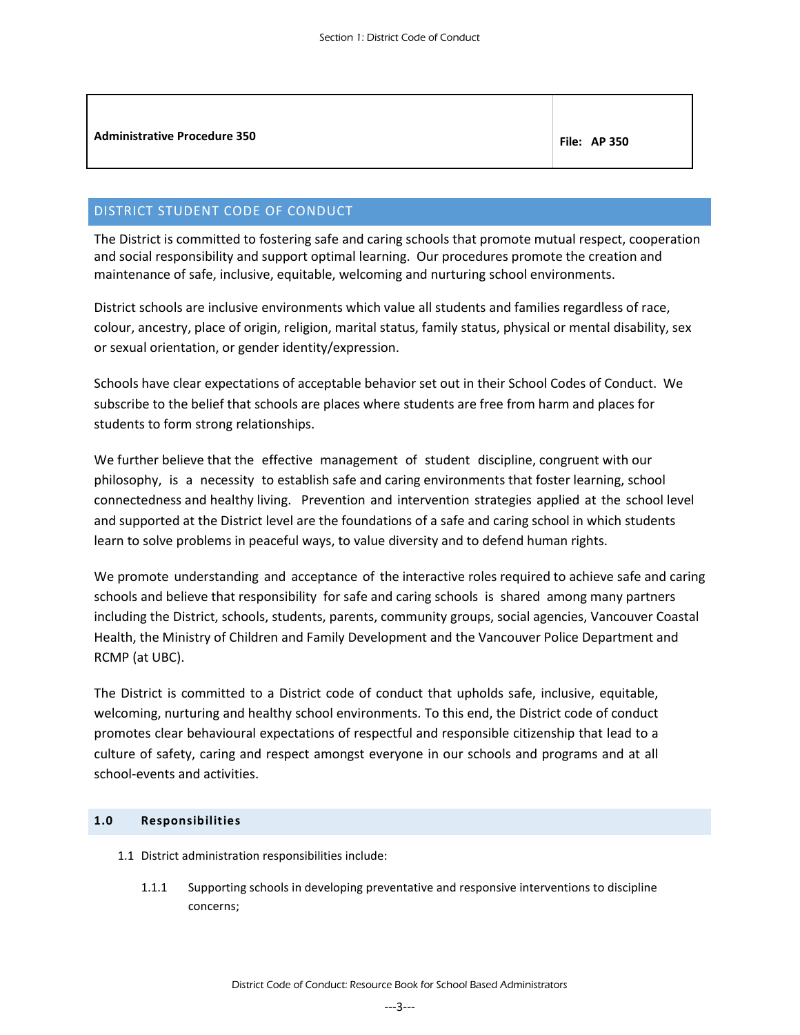| Administrative Procedure 350 | File: AP 350 |
|---|---|

## DISTRICT STUDENT CODE OF CONDUCT

The District is committed to fostering safe and caring schools that promote mutual respect, cooperation and social responsibility and support optimal learning. Our procedures promote the creation and maintenance of safe, inclusive, equitable, welcoming and nurturing school environments.

District schools are inclusive environments which value all students and families regardless of race, colour, ancestry, place of origin, religion, marital status, family status, physical or mental disability, sex or sexual orientation, or gender identity/expression.

Schools have clear expectations of acceptable behavior set out in their School Codes of Conduct. We subscribe to the belief that schools are places where students are free from harm and places for students to form strong relationships.

We further believe that the effective management of student discipline, congruent with our philosophy, is a necessity to establish safe and caring environments that foster learning, school connectedness and healthy living. Prevention and intervention strategies applied at the school level and supported at the District level are the foundations of a safe and caring school in which students learn to solve problems in peaceful ways, to value diversity and to defend human rights.

We promote understanding and acceptance of the interactive roles required to achieve safe and caring schools and believe that responsibility for safe and caring schools is shared among many partners including the District, schools, students, parents, community groups, social agencies, Vancouver Coastal Health, the Ministry of Children and Family Development and the Vancouver Police Department and RCMP (at UBC).

The District is committed to a District code of conduct that upholds safe, inclusive, equitable, welcoming, nurturing and healthy school environments. To this end, the District code of conduct promotes clear behavioural expectations of respectful and responsible citizenship that lead to a culture of safety, caring and respect amongst everyone in our schools and programs and at all school-events and activities.

### 1.0 Responsibilities

1.1 District administration responsibilities include:

1.1.1 Supporting schools in developing preventative and responsive interventions to discipline concerns;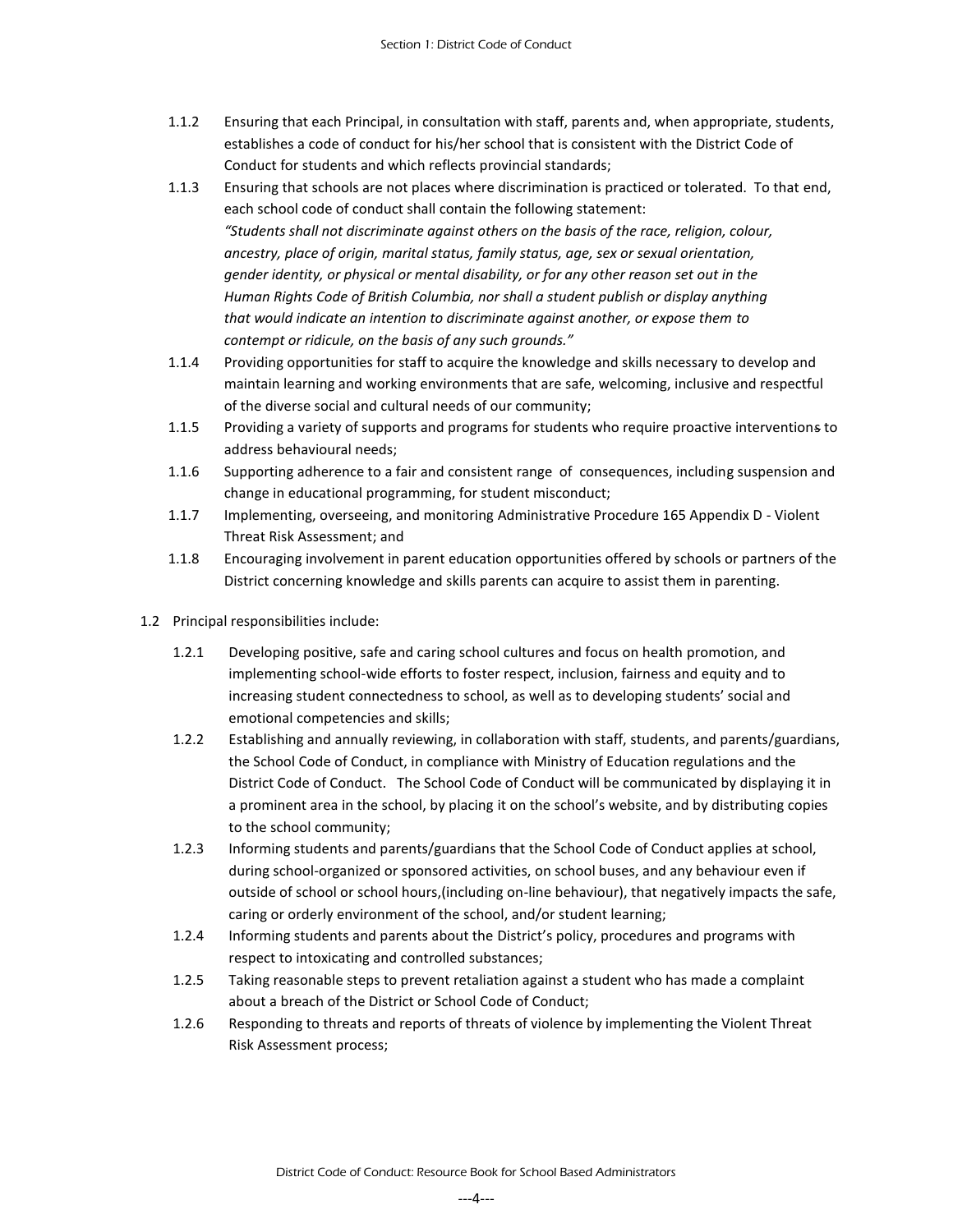1.1.2 Ensuring that each Principal, in consultation with staff, parents and, when appropriate, students, establishes a code of conduct for his/her school that is consistent with the District Code of Conduct for students and which reflects provincial standards;

1.1.3 Ensuring that schools are not places where discrimination is practiced or tolerated. To that end, each school code of conduct shall contain the following statement:

*"Students shall not discriminate against others on the basis of the race, religion, colour, ancestry, place of origin, marital status, family status, age, sex or sexual orientation, gender identity, or physical or mental disability, or for any other reason set out in the Human Rights Code of British Columbia, nor shall a student publish or display anything that would indicate an intention to discriminate against another, or expose them to contempt or ridicule, on the basis of any such grounds."*

1.1.4 Providing opportunities for staff to acquire the knowledge and skills necessary to develop and maintain learning and working environments that are safe, welcoming, inclusive and respectful of the diverse social and cultural needs of our community;

1.1.5 Providing a variety of supports and programs for students who require proactive interventions to address behavioural needs;

1.1.6 Supporting adherence to a fair and consistent range of consequences, including suspension and change in educational programming, for student misconduct;

1.1.7 Implementing, overseeing, and monitoring Administrative Procedure 165 Appendix D - Violent Threat Risk Assessment; and

1.1.8 Encouraging involvement in parent education opportunities offered by schools or partners of the District concerning knowledge and skills parents can acquire to assist them in parenting.

1.2 Principal responsibilities include:

1.2.1 Developing positive, safe and caring school cultures and focus on health promotion, and implementing school-wide efforts to foster respect, inclusion, fairness and equity and to increasing student connectedness to school, as well as to developing students' social and emotional competencies and skills;

1.2.2 Establishing and annually reviewing, in collaboration with staff, students, and parents/guardians, the School Code of Conduct, in compliance with Ministry of Education regulations and the District Code of Conduct. The School Code of Conduct will be communicated by displaying it in a prominent area in the school, by placing it on the school's website, and by distributing copies to the school community;

1.2.3 Informing students and parents/guardians that the School Code of Conduct applies at school, during school-organized or sponsored activities, on school buses, and any behaviour even if outside of school or school hours,(including on-line behaviour), that negatively impacts the safe, caring or orderly environment of the school, and/or student learning;

1.2.4 Informing students and parents about the District's policy, procedures and programs with respect to intoxicating and controlled substances;

1.2.5 Taking reasonable steps to prevent retaliation against a student who has made a complaint about a breach of the District or School Code of Conduct;

1.2.6 Responding to threats and reports of threats of violence by implementing the Violent Threat Risk Assessment process;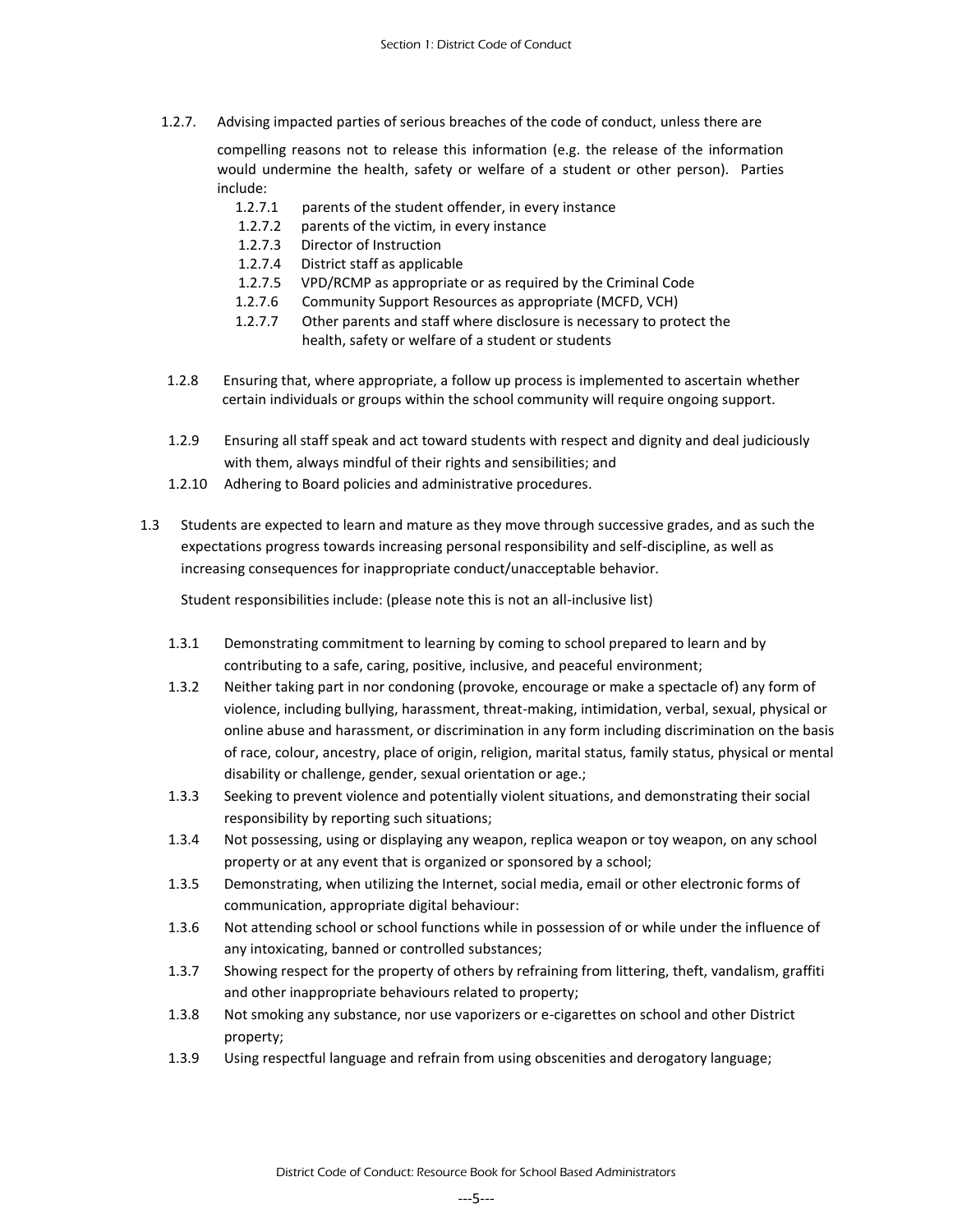1.2.7. Advising impacted parties of serious breaches of the code of conduct, unless there are compelling reasons not to release this information (e.g. the release of the information would undermine the health, safety or welfare of a student or other person). Parties include:

- 1.2.7.1 parents of the student offender, in every instance
- 1.2.7.2 parents of the victim, in every instance
- 1.2.7.3 Director of Instruction
- 1.2.7.4 District staff as applicable
- 1.2.7.5 VPD/RCMP as appropriate or as required by the Criminal Code
- 1.2.7.6 Community Support Resources as appropriate (MCFD, VCH)
- 1.2.7.7 Other parents and staff where disclosure is necessary to protect the health, safety or welfare of a student or students

1.2.8 Ensuring that, where appropriate, a follow up process is implemented to ascertain whether certain individuals or groups within the school community will require ongoing support.

1.2.9 Ensuring all staff speak and act toward students with respect and dignity and deal judiciously with them, always mindful of their rights and sensibilities; and

1.2.10 Adhering to Board policies and administrative procedures.

1.3 Students are expected to learn and mature as they move through successive grades, and as such the expectations progress towards increasing personal responsibility and self-discipline, as well as increasing consequences for inappropriate conduct/unacceptable behavior.

Student responsibilities include: (please note this is not an all-inclusive list)

- 1.3.1 Demonstrating commitment to learning by coming to school prepared to learn and by contributing to a safe, caring, positive, inclusive, and peaceful environment;
- 1.3.2 Neither taking part in nor condoning (provoke, encourage or make a spectacle of) any form of violence, including bullying, harassment, threat-making, intimidation, verbal, sexual, physical or online abuse and harassment, or discrimination in any form including discrimination on the basis of race, colour, ancestry, place of origin, religion, marital status, family status, physical or mental disability or challenge, gender, sexual orientation or age.;
- 1.3.3 Seeking to prevent violence and potentially violent situations, and demonstrating their social responsibility by reporting such situations;
- 1.3.4 Not possessing, using or displaying any weapon, replica weapon or toy weapon, on any school property or at any event that is organized or sponsored by a school;
- 1.3.5 Demonstrating, when utilizing the Internet, social media, email or other electronic forms of communication, appropriate digital behaviour:
- 1.3.6 Not attending school or school functions while in possession of or while under the influence of any intoxicating, banned or controlled substances;
- 1.3.7 Showing respect for the property of others by refraining from littering, theft, vandalism, graffiti and other inappropriate behaviours related to property;
- 1.3.8 Not smoking any substance, nor use vaporizers or e-cigarettes on school and other District property;
- 1.3.9 Using respectful language and refrain from using obscenities and derogatory language;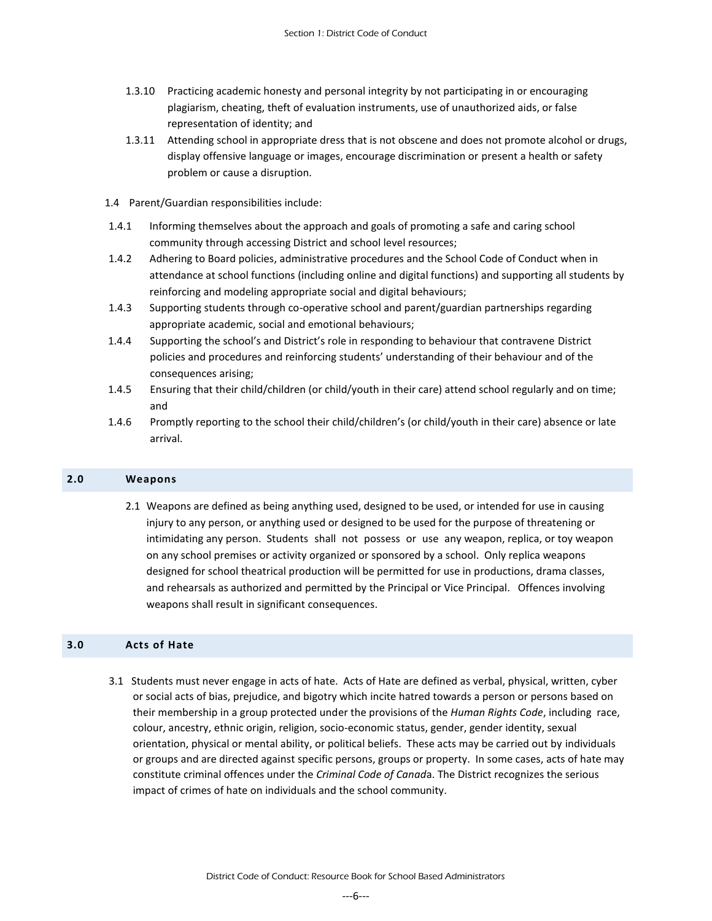1.3.10 Practicing academic honesty and personal integrity by not participating in or encouraging plagiarism, cheating, theft of evaluation instruments, use of unauthorized aids, or false representation of identity; and

1.3.11 Attending school in appropriate dress that is not obscene and does not promote alcohol or drugs, display offensive language or images, encourage discrimination or present a health or safety problem or cause a disruption.

1.4 Parent/Guardian responsibilities include:

1.4.1 Informing themselves about the approach and goals of promoting a safe and caring school community through accessing District and school level resources;

1.4.2 Adhering to Board policies, administrative procedures and the School Code of Conduct when in attendance at school functions (including online and digital functions) and supporting all students by reinforcing and modeling appropriate social and digital behaviours;

1.4.3 Supporting students through co-operative school and parent/guardian partnerships regarding appropriate academic, social and emotional behaviours;

1.4.4 Supporting the school's and District's role in responding to behaviour that contravene District policies and procedures and reinforcing students' understanding of their behaviour and of the consequences arising;

1.4.5 Ensuring that their child/children (or child/youth in their care) attend school regularly and on time; and

1.4.6 Promptly reporting to the school their child/children's (or child/youth in their care) absence or late arrival.

## 2.0 Weapons

2.1 Weapons are defined as being anything used, designed to be used, or intended for use in causing injury to any person, or anything used or designed to be used for the purpose of threatening or intimidating any person. Students shall not possess or use any weapon, replica, or toy weapon on any school premises or activity organized or sponsored by a school. Only replica weapons designed for school theatrical production will be permitted for use in productions, drama classes, and rehearsals as authorized and permitted by the Principal or Vice Principal. Offences involving weapons shall result in significant consequences.

## 3.0 Acts of Hate

3.1 Students must never engage in acts of hate. Acts of Hate are defined as verbal, physical, written, cyber or social acts of bias, prejudice, and bigotry which incite hatred towards a person or persons based on their membership in a group protected under the provisions of the *Human Rights Code*, including race, colour, ancestry, ethnic origin, religion, socio-economic status, gender, gender identity, sexual orientation, physical or mental ability, or political beliefs. These acts may be carried out by individuals or groups and are directed against specific persons, groups or property. In some cases, acts of hate may constitute criminal offences under the *Criminal Code of Canada*. The District recognizes the serious impact of crimes of hate on individuals and the school community.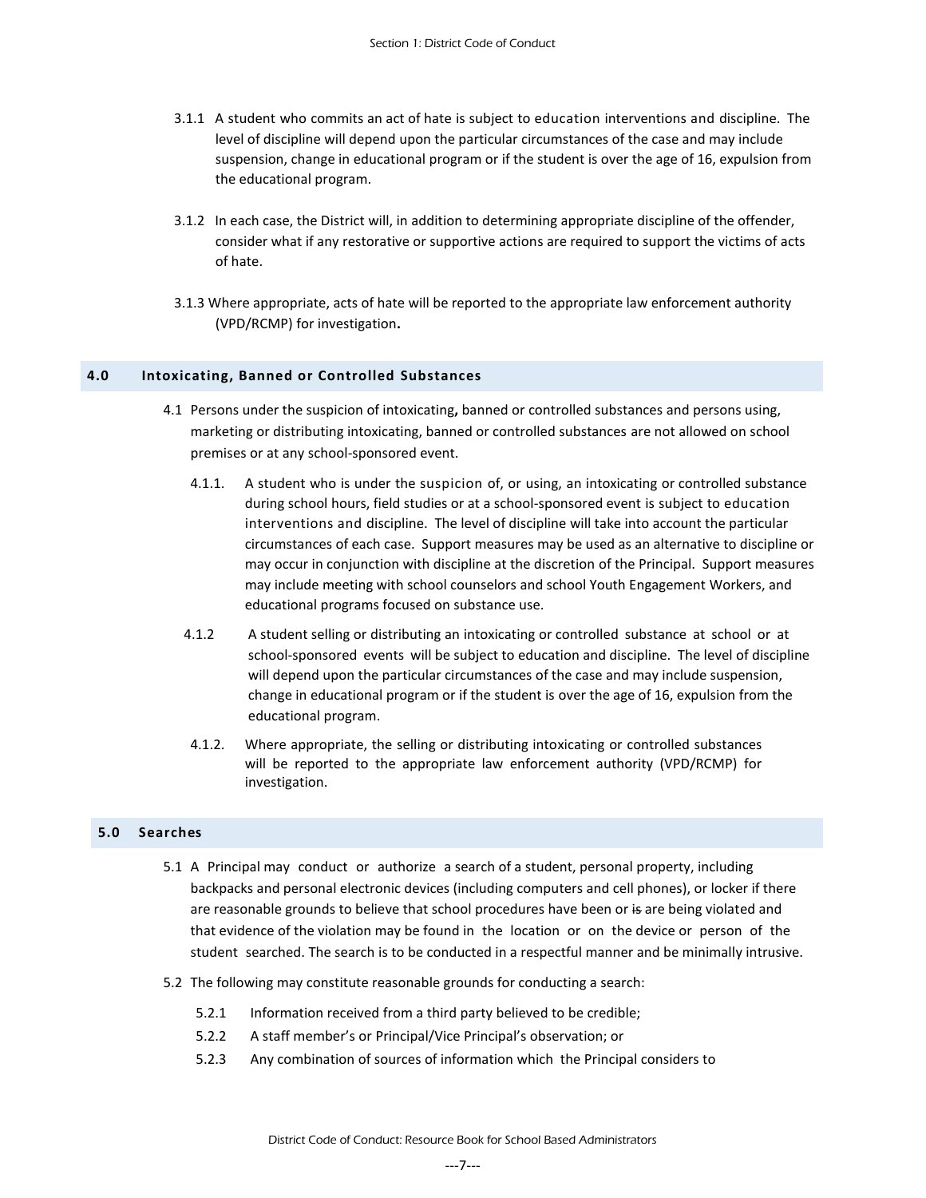3.1.1 A student who commits an act of hate is subject to education interventions and discipline. The level of discipline will depend upon the particular circumstances of the case and may include suspension, change in educational program or if the student is over the age of 16, expulsion from the educational program.

3.1.2 In each case, the District will, in addition to determining appropriate discipline of the offender, consider what if any restorative or supportive actions are required to support the victims of acts of hate.

3.1.3 Where appropriate, acts of hate will be reported to the appropriate law enforcement authority (VPD/RCMP) for investigation**.**

## 4.0 Intoxicating, Banned or Controlled Substances

4.1 Persons under the suspicion of intoxicating**,** banned or controlled substances and persons using, marketing or distributing intoxicating, banned or controlled substances are not allowed on school premises or at any school-sponsored event.

4.1.1. A student who is under the suspicion of, or using, an intoxicating or controlled substance during school hours, field studies or at a school-sponsored event is subject to education interventions and discipline. The level of discipline will take into account the particular circumstances of each case. Support measures may be used as an alternative to discipline or may occur in conjunction with discipline at the discretion of the Principal. Support measures may include meeting with school counselors and school Youth Engagement Workers, and educational programs focused on substance use.

4.1.2 A student selling or distributing an intoxicating or controlled substance at school or at school-sponsored events will be subject to education and discipline. The level of discipline will depend upon the particular circumstances of the case and may include suspension, change in educational program or if the student is over the age of 16, expulsion from the educational program.

4.1.2. Where appropriate, the selling or distributing intoxicating or controlled substances will be reported to the appropriate law enforcement authority (VPD/RCMP) for investigation.

## 5.0 Searches

5.1 A Principal may conduct or authorize a search of a student, personal property, including backpacks and personal electronic devices (including computers and cell phones), or locker if there are reasonable grounds to believe that school procedures have been or ~~is~~ are being violated and that evidence of the violation may be found in the location or on the device or person of the student searched. The search is to be conducted in a respectful manner and be minimally intrusive.

5.2 The following may constitute reasonable grounds for conducting a search:

5.2.1 Information received from a third party believed to be credible;

5.2.2 A staff member's or Principal/Vice Principal's observation; or

5.2.3 Any combination of sources of information which the Principal considers to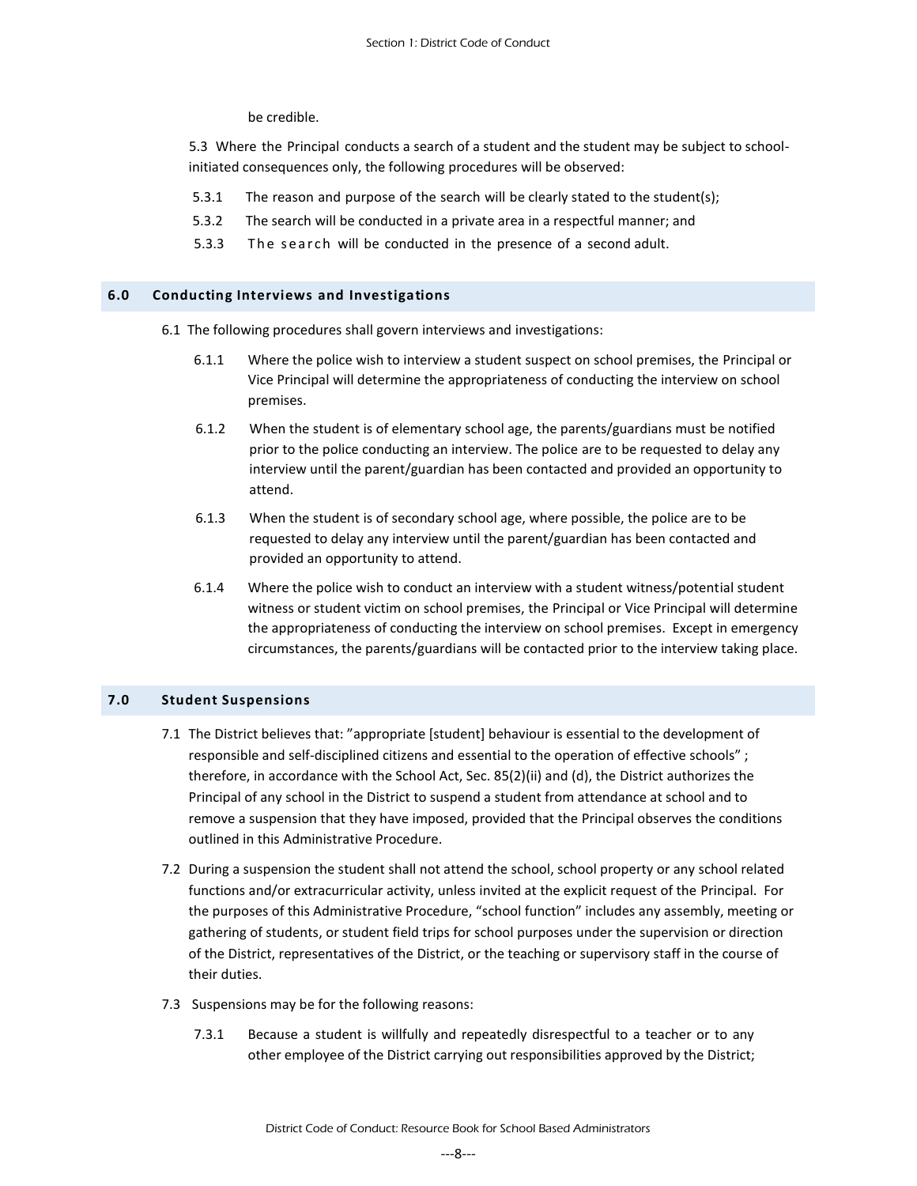be credible.

5.3 Where the Principal conducts a search of a student and the student may be subject to school-initiated consequences only, the following procedures will be observed:

5.3.1 The reason and purpose of the search will be clearly stated to the student(s);

5.3.2 The search will be conducted in a private area in a respectful manner; and

5.3.3 The search will be conducted in the presence of a second adult.

## 6.0 Conducting Interviews and Investigations

6.1 The following procedures shall govern interviews and investigations:

6.1.1 Where the police wish to interview a student suspect on school premises, the Principal or Vice Principal will determine the appropriateness of conducting the interview on school premises.

6.1.2 When the student is of elementary school age, the parents/guardians must be notified prior to the police conducting an interview. The police are to be requested to delay any interview until the parent/guardian has been contacted and provided an opportunity to attend.

6.1.3 When the student is of secondary school age, where possible, the police are to be requested to delay any interview until the parent/guardian has been contacted and provided an opportunity to attend.

6.1.4 Where the police wish to conduct an interview with a student witness/potential student witness or student victim on school premises, the Principal or Vice Principal will determine the appropriateness of conducting the interview on school premises. Except in emergency circumstances, the parents/guardians will be contacted prior to the interview taking place.

## 7.0 Student Suspensions

7.1 The District believes that: "appropriate [student] behaviour is essential to the development of responsible and self-disciplined citizens and essential to the operation of effective schools" ; therefore, in accordance with the School Act, Sec. 85(2)(ii) and (d), the District authorizes the Principal of any school in the District to suspend a student from attendance at school and to remove a suspension that they have imposed, provided that the Principal observes the conditions outlined in this Administrative Procedure.

7.2 During a suspension the student shall not attend the school, school property or any school related functions and/or extracurricular activity, unless invited at the explicit request of the Principal. For the purposes of this Administrative Procedure, "school function" includes any assembly, meeting or gathering of students, or student field trips for school purposes under the supervision or direction of the District, representatives of the District, or the teaching or supervisory staff in the course of their duties.

7.3 Suspensions may be for the following reasons:

7.3.1 Because a student is willfully and repeatedly disrespectful to a teacher or to any other employee of the District carrying out responsibilities approved by the District;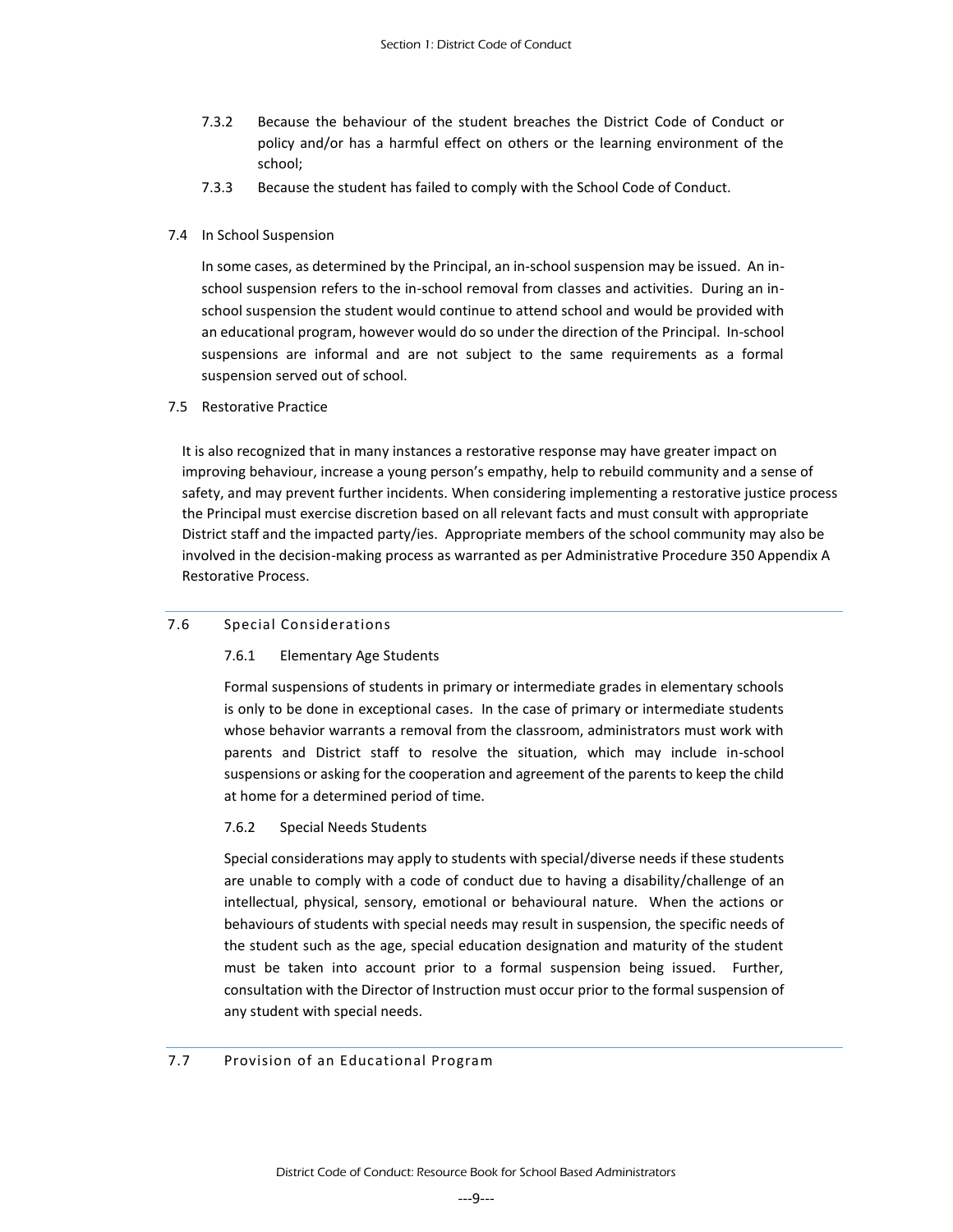7.3.2 Because the behaviour of the student breaches the District Code of Conduct or policy and/or has a harmful effect on others or the learning environment of the school;

7.3.3 Because the student has failed to comply with the School Code of Conduct.

7.4 In School Suspension

In some cases, as determined by the Principal, an in-school suspension may be issued. An in-school suspension refers to the in-school removal from classes and activities. During an in-school suspension the student would continue to attend school and would be provided with an educational program, however would do so under the direction of the Principal. In-school suspensions are informal and are not subject to the same requirements as a formal suspension served out of school.

7.5 Restorative Practice

It is also recognized that in many instances a restorative response may have greater impact on improving behaviour, increase a young person's empathy, help to rebuild community and a sense of safety, and may prevent further incidents. When considering implementing a restorative justice process the Principal must exercise discretion based on all relevant facts and must consult with appropriate District staff and the impacted party/ies. Appropriate members of the school community may also be involved in the decision-making process as warranted as per Administrative Procedure 350 Appendix A Restorative Process.

## 7.6 Special Considerations

### 7.6.1 Elementary Age Students

Formal suspensions of students in primary or intermediate grades in elementary schools is only to be done in exceptional cases. In the case of primary or intermediate students whose behavior warrants a removal from the classroom, administrators must work with parents and District staff to resolve the situation, which may include in-school suspensions or asking for the cooperation and agreement of the parents to keep the child at home for a determined period of time.

### 7.6.2 Special Needs Students

Special considerations may apply to students with special/diverse needs if these students are unable to comply with a code of conduct due to having a disability/challenge of an intellectual, physical, sensory, emotional or behavioural nature. When the actions or behaviours of students with special needs may result in suspension, the specific needs of the student such as the age, special education designation and maturity of the student must be taken into account prior to a formal suspension being issued. Further, consultation with the Director of Instruction must occur prior to the formal suspension of any student with special needs.

## 7.7 Provision of an Educational Program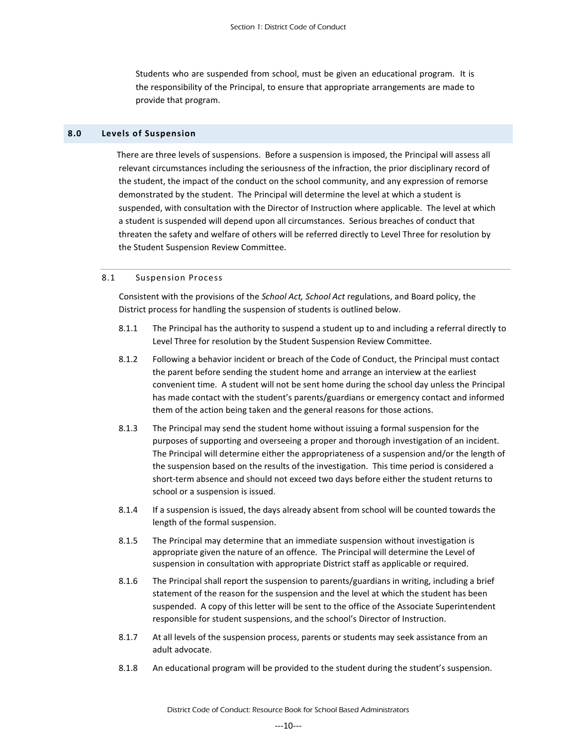Students who are suspended from school, must be given an educational program. It is the responsibility of the Principal, to ensure that appropriate arrangements are made to provide that program.

## 8.0 Levels of Suspension

There are three levels of suspensions. Before a suspension is imposed, the Principal will assess all relevant circumstances including the seriousness of the infraction, the prior disciplinary record of the student, the impact of the conduct on the school community, and any expression of remorse demonstrated by the student. The Principal will determine the level at which a student is suspended, with consultation with the Director of Instruction where applicable. The level at which a student is suspended will depend upon all circumstances. Serious breaches of conduct that threaten the safety and welfare of others will be referred directly to Level Three for resolution by the Student Suspension Review Committee.

### 8.1 Suspension Process

Consistent with the provisions of the *School Act, School Act* regulations, and Board policy, the District process for handling the suspension of students is outlined below.

8.1.1 The Principal has the authority to suspend a student up to and including a referral directly to Level Three for resolution by the Student Suspension Review Committee.

8.1.2 Following a behavior incident or breach of the Code of Conduct, the Principal must contact the parent before sending the student home and arrange an interview at the earliest convenient time. A student will not be sent home during the school day unless the Principal has made contact with the student's parents/guardians or emergency contact and informed them of the action being taken and the general reasons for those actions.

8.1.3 The Principal may send the student home without issuing a formal suspension for the purposes of supporting and overseeing a proper and thorough investigation of an incident. The Principal will determine either the appropriateness of a suspension and/or the length of the suspension based on the results of the investigation. This time period is considered a short-term absence and should not exceed two days before either the student returns to school or a suspension is issued.

8.1.4 If a suspension is issued, the days already absent from school will be counted towards the length of the formal suspension.

8.1.5 The Principal may determine that an immediate suspension without investigation is appropriate given the nature of an offence. The Principal will determine the Level of suspension in consultation with appropriate District staff as applicable or required.

8.1.6 The Principal shall report the suspension to parents/guardians in writing, including a brief statement of the reason for the suspension and the level at which the student has been suspended. A copy of this letter will be sent to the office of the Associate Superintendent responsible for student suspensions, and the school's Director of Instruction.

8.1.7 At all levels of the suspension process, parents or students may seek assistance from an adult advocate.

8.1.8 An educational program will be provided to the student during the student's suspension.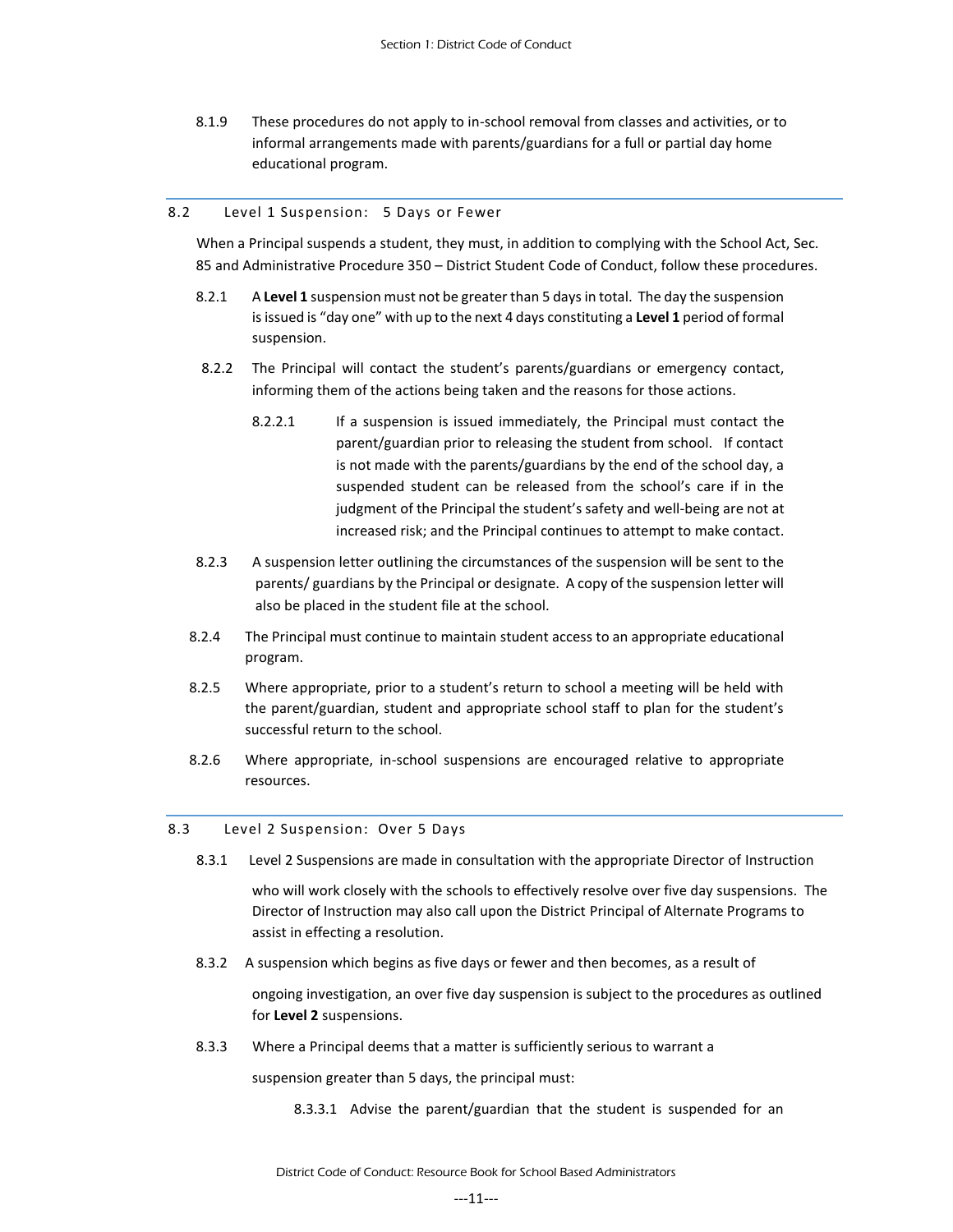8.1.9 These procedures do not apply to in-school removal from classes and activities, or to informal arrangements made with parents/guardians for a full or partial day home educational program.

## 8.2 Level 1 Suspension: 5 Days or Fewer

When a Principal suspends a student, they must, in addition to complying with the School Act, Sec. 85 and Administrative Procedure 350 – District Student Code of Conduct, follow these procedures.

8.2.1 A **Level 1** suspension must not be greater than 5 days in total. The day the suspension is issued is "day one" with up to the next 4 days constituting a **Level 1** period of formal suspension.

8.2.2 The Principal will contact the student's parents/guardians or emergency contact, informing them of the actions being taken and the reasons for those actions.

8.2.2.1 If a suspension is issued immediately, the Principal must contact the parent/guardian prior to releasing the student from school. If contact is not made with the parents/guardians by the end of the school day, a suspended student can be released from the school's care if in the judgment of the Principal the student's safety and well-being are not at increased risk; and the Principal continues to attempt to make contact.

8.2.3 A suspension letter outlining the circumstances of the suspension will be sent to the parents/ guardians by the Principal or designate. A copy of the suspension letter will also be placed in the student file at the school.

8.2.4 The Principal must continue to maintain student access to an appropriate educational program.

8.2.5 Where appropriate, prior to a student's return to school a meeting will be held with the parent/guardian, student and appropriate school staff to plan for the student's successful return to the school.

8.2.6 Where appropriate, in-school suspensions are encouraged relative to appropriate resources.

## 8.3 Level 2 Suspension: Over 5 Days

8.3.1 Level 2 Suspensions are made in consultation with the appropriate Director of Instruction who will work closely with the schools to effectively resolve over five day suspensions. The Director of Instruction may also call upon the District Principal of Alternate Programs to assist in effecting a resolution.

8.3.2 A suspension which begins as five days or fewer and then becomes, as a result of ongoing investigation, an over five day suspension is subject to the procedures as outlined for **Level 2** suspensions.

8.3.3 Where a Principal deems that a matter is sufficiently serious to warrant a suspension greater than 5 days, the principal must:

8.3.3.1 Advise the parent/guardian that the student is suspended for an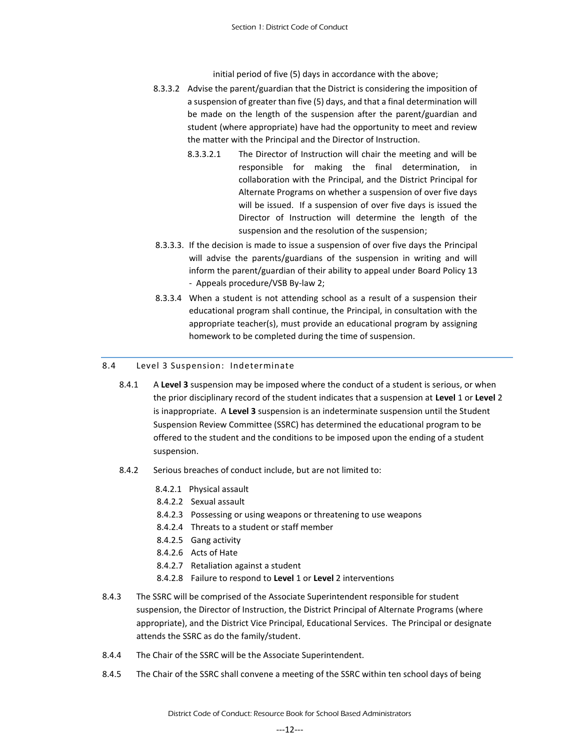initial period of five (5) days in accordance with the above;

8.3.3.2 Advise the parent/guardian that the District is considering the imposition of a suspension of greater than five (5) days, and that a final determination will be made on the length of the suspension after the parent/guardian and student (where appropriate) have had the opportunity to meet and review the matter with the Principal and the Director of Instruction.

8.3.3.2.1 The Director of Instruction will chair the meeting and will be responsible for making the final determination, in collaboration with the Principal, and the District Principal for Alternate Programs on whether a suspension of over five days will be issued. If a suspension of over five days is issued the Director of Instruction will determine the length of the suspension and the resolution of the suspension;

8.3.3.3. If the decision is made to issue a suspension of over five days the Principal will advise the parents/guardians of the suspension in writing and will inform the parent/guardian of their ability to appeal under Board Policy 13 - Appeals procedure/VSB By-law 2;

8.3.3.4 When a student is not attending school as a result of a suspension their educational program shall continue, the Principal, in consultation with the appropriate teacher(s), must provide an educational program by assigning homework to be completed during the time of suspension.

## 8.4 Level 3 Suspension: Indeterminate

8.4.1 A **Level 3** suspension may be imposed where the conduct of a student is serious, or when the prior disciplinary record of the student indicates that a suspension at **Level** 1 or **Level** 2 is inappropriate. A **Level 3** suspension is an indeterminate suspension until the Student Suspension Review Committee (SSRC) has determined the educational program to be offered to the student and the conditions to be imposed upon the ending of a student suspension.

8.4.2 Serious breaches of conduct include, but are not limited to:

8.4.2.1 Physical assault
8.4.2.2 Sexual assault
8.4.2.3 Possessing or using weapons or threatening to use weapons
8.4.2.4 Threats to a student or staff member
8.4.2.5 Gang activity
8.4.2.6 Acts of Hate
8.4.2.7 Retaliation against a student
8.4.2.8 Failure to respond to **Level** 1 or **Level** 2 interventions

8.4.3 The SSRC will be comprised of the Associate Superintendent responsible for student suspension, the Director of Instruction, the District Principal of Alternate Programs (where appropriate), and the District Vice Principal, Educational Services. The Principal or designate attends the SSRC as do the family/student.

8.4.4 The Chair of the SSRC will be the Associate Superintendent.

8.4.5 The Chair of the SSRC shall convene a meeting of the SSRC within ten school days of being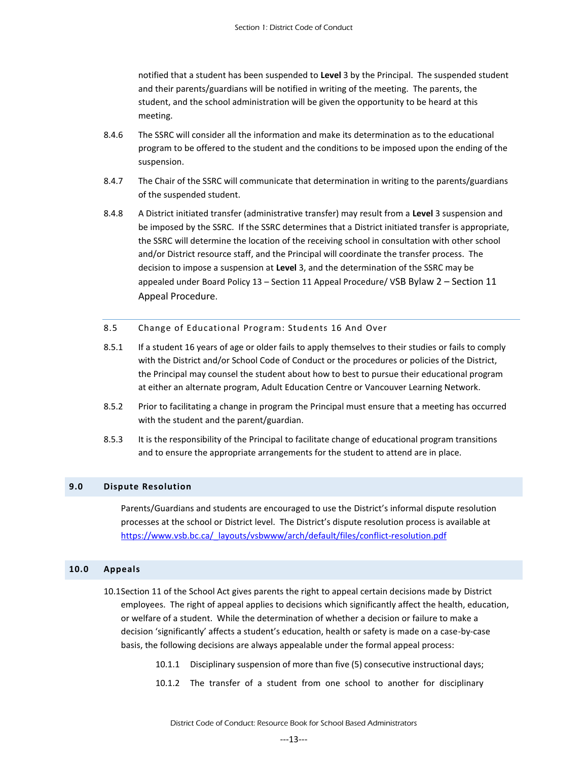notified that a student has been suspended to **Level** 3 by the Principal. The suspended student and their parents/guardians will be notified in writing of the meeting. The parents, the student, and the school administration will be given the opportunity to be heard at this meeting.

8.4.6 The SSRC will consider all the information and make its determination as to the educational program to be offered to the student and the conditions to be imposed upon the ending of the suspension.

8.4.7 The Chair of the SSRC will communicate that determination in writing to the parents/guardians of the suspended student.

8.4.8 A District initiated transfer (administrative transfer) may result from a **Level** 3 suspension and be imposed by the SSRC. If the SSRC determines that a District initiated transfer is appropriate, the SSRC will determine the location of the receiving school in consultation with other school and/or District resource staff, and the Principal will coordinate the transfer process. The decision to impose a suspension at **Level** 3, and the determination of the SSRC may be appealed under Board Policy 13 – Section 11 Appeal Procedure/ VSB Bylaw 2 – Section 11 Appeal Procedure.

### 8.5 Change of Educational Program: Students 16 And Over

8.5.1 If a student 16 years of age or older fails to apply themselves to their studies or fails to comply with the District and/or School Code of Conduct or the procedures or policies of the District, the Principal may counsel the student about how to best to pursue their educational program at either an alternate program, Adult Education Centre or Vancouver Learning Network.

8.5.2 Prior to facilitating a change in program the Principal must ensure that a meeting has occurred with the student and the parent/guardian.

8.5.3 It is the responsibility of the Principal to facilitate change of educational program transitions and to ensure the appropriate arrangements for the student to attend are in place.

## 9.0 Dispute Resolution

Parents/Guardians and students are encouraged to use the District's informal dispute resolution processes at the school or District level. The District's dispute resolution process is available at https://www.vsb.bc.ca/_layouts/vsbwww/arch/default/files/conflict-resolution.pdf

## 10.0 Appeals

10.1 Section 11 of the School Act gives parents the right to appeal certain decisions made by District employees. The right of appeal applies to decisions which significantly affect the health, education, or welfare of a student. While the determination of whether a decision or failure to make a decision 'significantly' affects a student's education, health or safety is made on a case-by-case basis, the following decisions are always appealable under the formal appeal process:

10.1.1 Disciplinary suspension of more than five (5) consecutive instructional days;

10.1.2 The transfer of a student from one school to another for disciplinary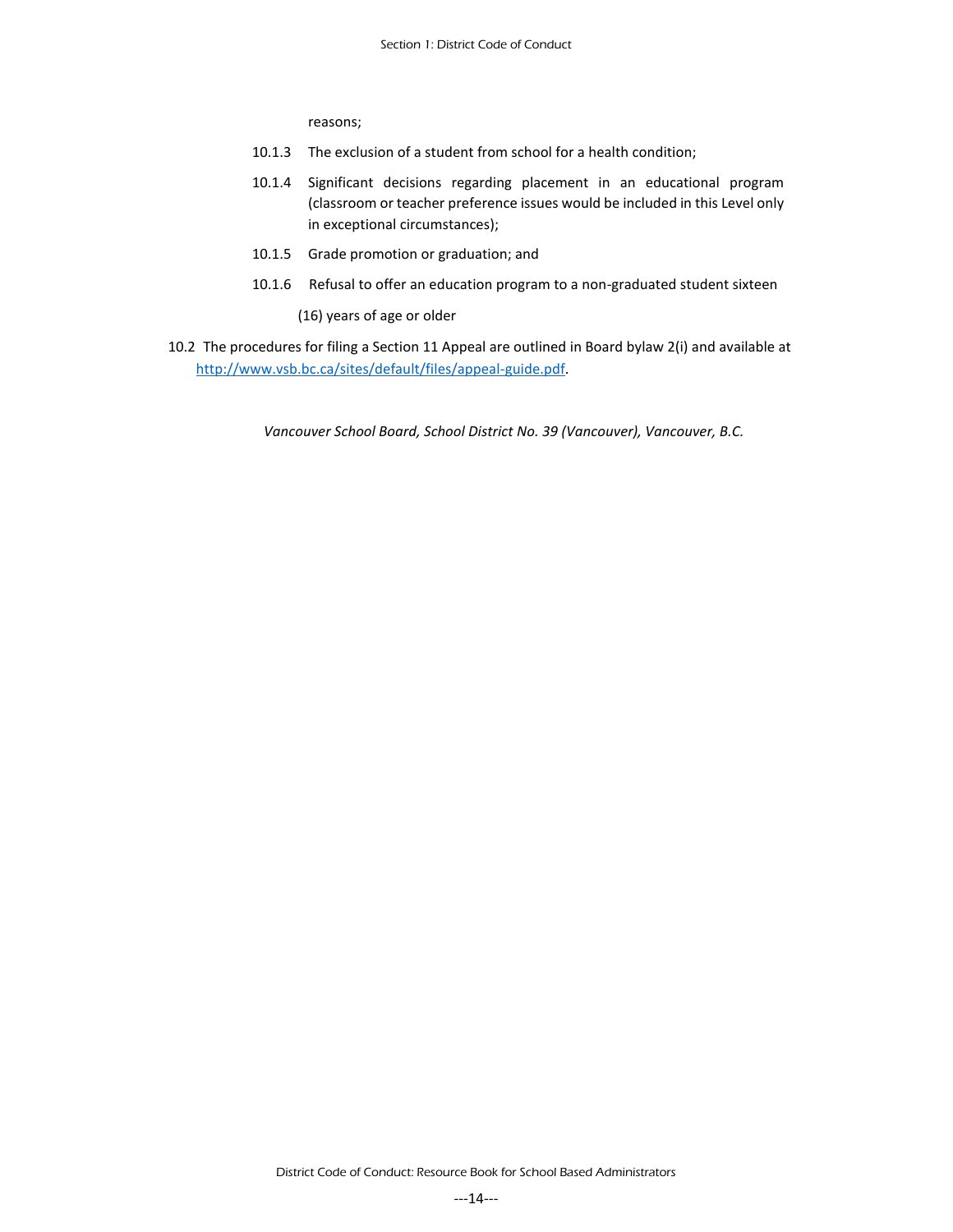reasons;

10.1.3 The exclusion of a student from school for a health condition;

10.1.4 Significant decisions regarding placement in an educational program (classroom or teacher preference issues would be included in this Level only in exceptional circumstances);

10.1.5 Grade promotion or graduation; and

10.1.6 Refusal to offer an education program to a non-graduated student sixteen (16) years of age or older

10.2 The procedures for filing a Section 11 Appeal are outlined in Board bylaw 2(i) and available at http://www.vsb.bc.ca/sites/default/files/appeal-guide.pdf.

*Vancouver School Board, School District No. 39 (Vancouver), Vancouver, B.C.*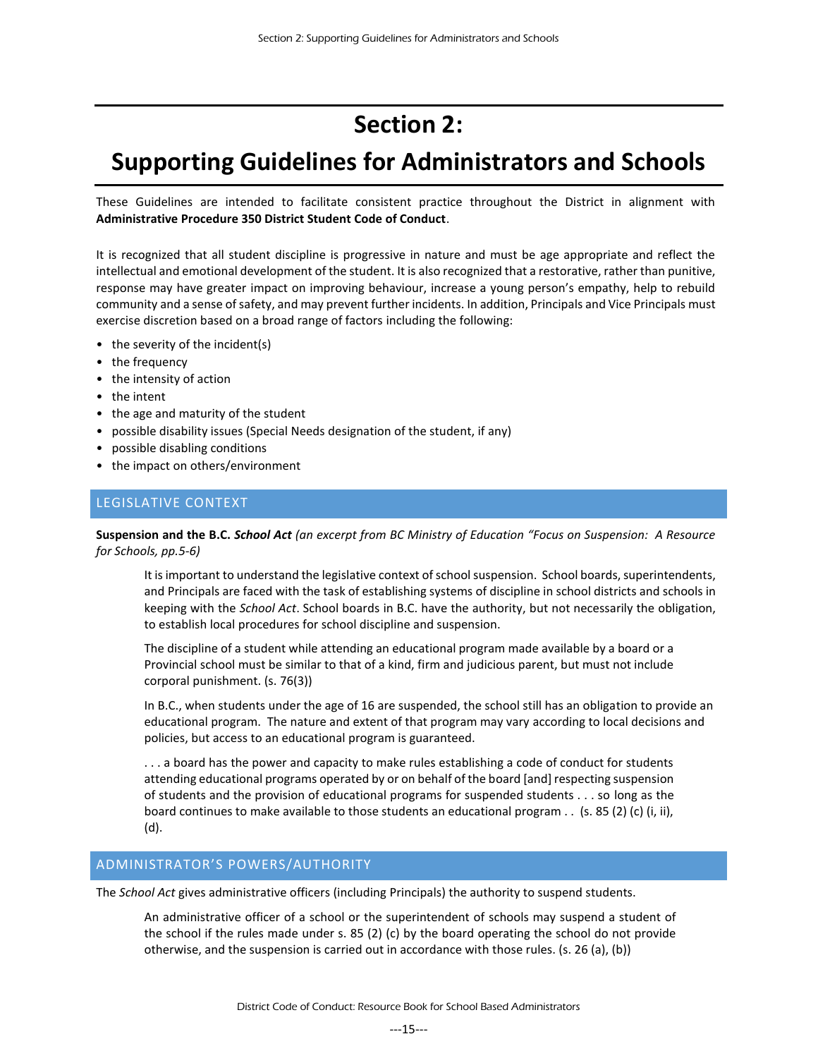# Section 2:

# Supporting Guidelines for Administrators and Schools

These Guidelines are intended to facilitate consistent practice throughout the District in alignment with **Administrative Procedure 350 District Student Code of Conduct**.

It is recognized that all student discipline is progressive in nature and must be age appropriate and reflect the intellectual and emotional development of the student. It is also recognized that a restorative, rather than punitive, response may have greater impact on improving behaviour, increase a young person's empathy, help to rebuild community and a sense of safety, and may prevent further incidents. In addition, Principals and Vice Principals must exercise discretion based on a broad range of factors including the following:

- the severity of the incident(s)
- the frequency
- the intensity of action
- the intent
- the age and maturity of the student
- possible disability issues (Special Needs designation of the student, if any)
- possible disabling conditions
- the impact on others/environment

## LEGISLATIVE CONTEXT

**Suspension and the B.C. *School Act*** *(an excerpt from BC Ministry of Education "Focus on Suspension: A Resource for Schools, pp.5-6)*

> It is important to understand the legislative context of school suspension. School boards, superintendents, and Principals are faced with the task of establishing systems of discipline in school districts and schools in keeping with the *School Act*. School boards in B.C. have the authority, but not necessarily the obligation, to establish local procedures for school discipline and suspension.
>
> The discipline of a student while attending an educational program made available by a board or a Provincial school must be similar to that of a kind, firm and judicious parent, but must not include corporal punishment. (s. 76(3))
>
> In B.C., when students under the age of 16 are suspended, the school still has an obligation to provide an educational program. The nature and extent of that program may vary according to local decisions and policies, but access to an educational program is guaranteed.
>
> . . . a board has the power and capacity to make rules establishing a code of conduct for students attending educational programs operated by or on behalf of the board [and] respecting suspension of students and the provision of educational programs for suspended students . . . so long as the board continues to make available to those students an educational program . . (s. 85 (2) (c) (i, ii), (d).

## ADMINISTRATOR'S POWERS/AUTHORITY

The *School Act* gives administrative officers (including Principals) the authority to suspend students.

> An administrative officer of a school or the superintendent of schools may suspend a student of the school if the rules made under s. 85 (2) (c) by the board operating the school do not provide otherwise, and the suspension is carried out in accordance with those rules. (s. 26 (a), (b))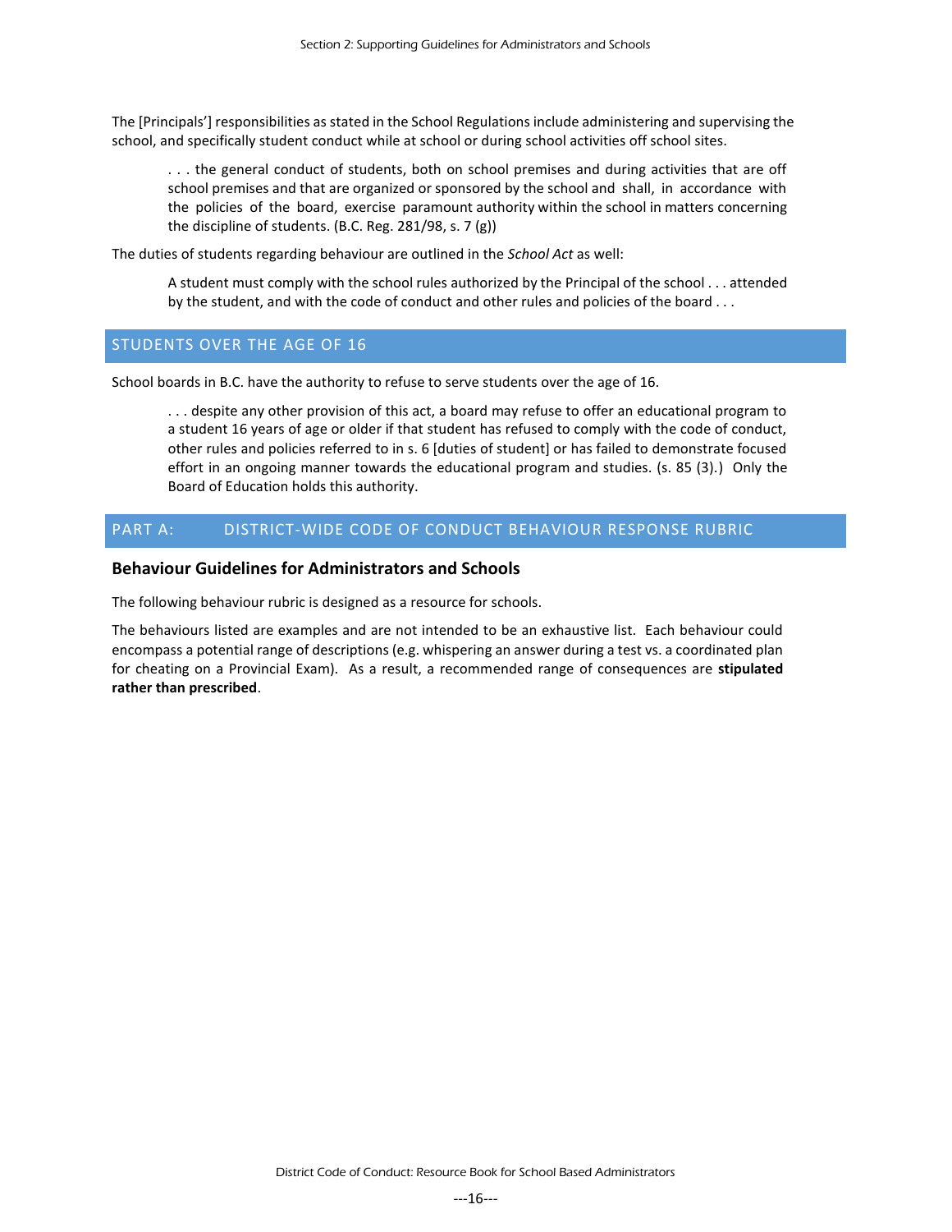The [Principals'] responsibilities as stated in the School Regulations include administering and supervising the school, and specifically student conduct while at school or during school activities off school sites.

> . . . the general conduct of students, both on school premises and during activities that are off school premises and that are organized or sponsored by the school and shall, in accordance with the policies of the board, exercise paramount authority within the school in matters concerning the discipline of students. (B.C. Reg. 281/98, s. 7 (g))

The duties of students regarding behaviour are outlined in the *School Act* as well:

> A student must comply with the school rules authorized by the Principal of the school . . . attended by the student, and with the code of conduct and other rules and policies of the board . . .

## STUDENTS OVER THE AGE OF 16

School boards in B.C. have the authority to refuse to serve students over the age of 16.

> . . . despite any other provision of this act, a board may refuse to offer an educational program to a student 16 years of age or older if that student has refused to comply with the code of conduct, other rules and policies referred to in s. 6 [duties of student] or has failed to demonstrate focused effort in an ongoing manner towards the educational program and studies. (s. 85 (3).) Only the Board of Education holds this authority.

## PART A: DISTRICT-WIDE CODE OF CONDUCT BEHAVIOUR RESPONSE RUBRIC

### Behaviour Guidelines for Administrators and Schools

The following behaviour rubric is designed as a resource for schools.

The behaviours listed are examples and are not intended to be an exhaustive list. Each behaviour could encompass a potential range of descriptions (e.g. whispering an answer during a test vs. a coordinated plan for cheating on a Provincial Exam). As a result, a recommended range of consequences are **stipulated rather than prescribed**.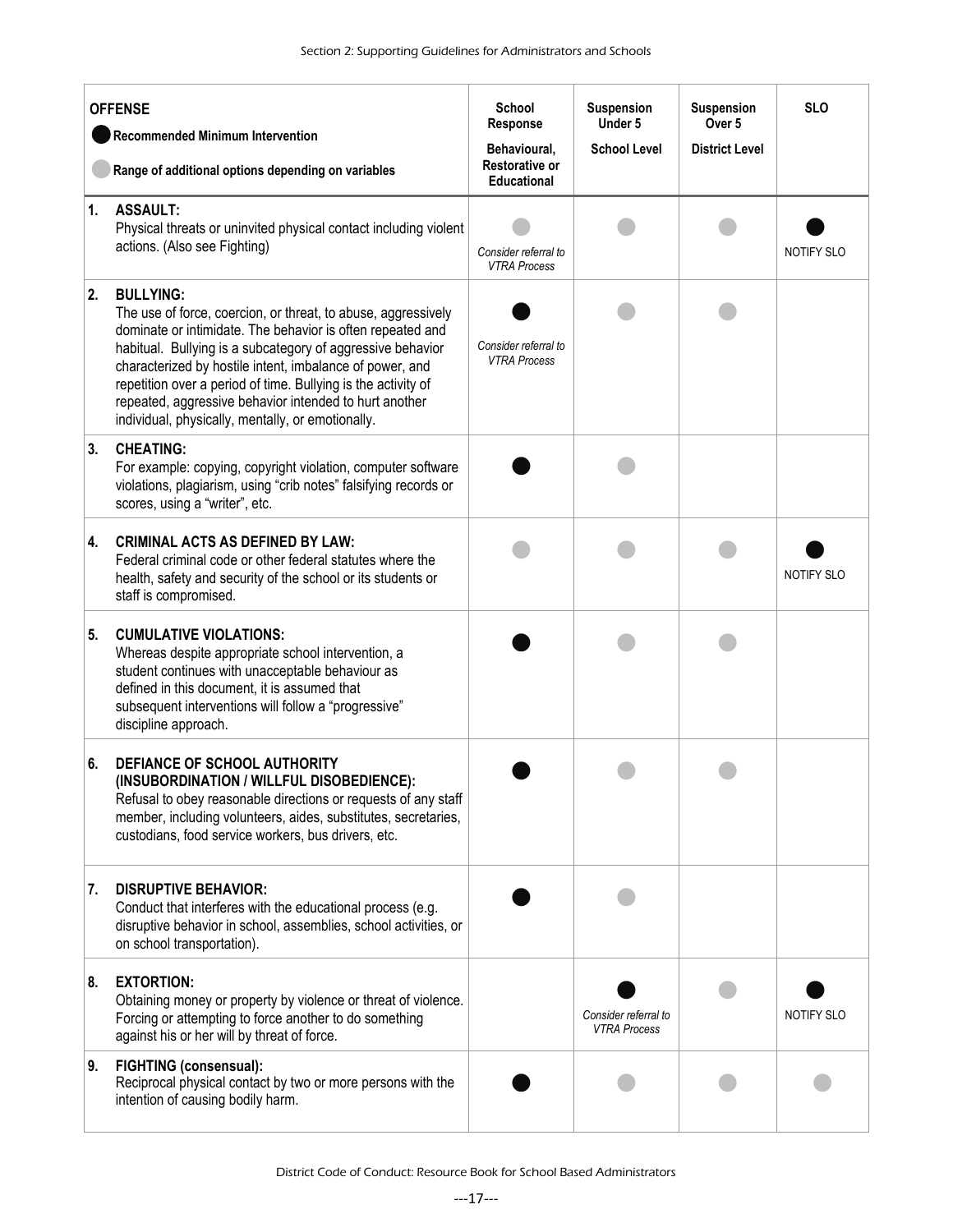| OFFENSE<br>● Recommended Minimum Intervention<br>○ Range of additional options depending on variables | School Response<br>Behavioural, Restorative or Educational | Suspension Under 5<br>School Level | Suspension Over 5<br>District Level | SLO |
|---|---|---|---|---|
| **1. ASSAULT:**<br>Physical threats or uninvited physical contact including violent actions. (Also see Fighting) | ○<br>*Consider referral to VTRA Process* | ○ | ○ | ●<br>NOTIFY SLO |
| **2. BULLYING:**<br>The use of force, coercion, or threat, to abuse, aggressively dominate or intimidate. The behavior is often repeated and habitual. Bullying is a subcategory of aggressive behavior characterized by hostile intent, imbalance of power, and repetition over a period of time. Bullying is the activity of repeated, aggressive behavior intended to hurt another individual, physically, mentally, or emotionally. | ●<br>*Consider referral to VTRA Process* | ○ | ○ | |
| **3. CHEATING:**<br>For example: copying, copyright violation, computer software violations, plagiarism, using "crib notes" falsifying records or scores, using a "writer", etc. | ● | ○ | | |
| **4. CRIMINAL ACTS AS DEFINED BY LAW:**<br>Federal criminal code or other federal statutes where the health, safety and security of the school or its students or staff is compromised. | ○ | ○ | ○ | ●<br>NOTIFY SLO |
| **5. CUMULATIVE VIOLATIONS:**<br>Whereas despite appropriate school intervention, a student continues with unacceptable behaviour as defined in this document, it is assumed that subsequent interventions will follow a "progressive" discipline approach. | ● | ○ | ○ | |
| **6. DEFIANCE OF SCHOOL AUTHORITY (INSUBORDINATION / WILLFUL DISOBEDIENCE):**<br>Refusal to obey reasonable directions or requests of any staff member, including volunteers, aides, substitutes, secretaries, custodians, food service workers, bus drivers, etc. | ● | ○ | ○ | |
| **7. DISRUPTIVE BEHAVIOR:**<br>Conduct that interferes with the educational process (e.g. disruptive behavior in school, assemblies, school activities, or on school transportation). | ● | ○ | | |
| **8. EXTORTION:**<br>Obtaining money or property by violence or threat of violence. Forcing or attempting to force another to do something against his or her will by threat of force. | | ●<br>*Consider referral to VTRA Process* | ○ | ●<br>NOTIFY SLO |
| **9. FIGHTING (consensual):**<br>Reciprocal physical contact by two or more persons with the intention of causing bodily harm. | ● | ○ | ○ | ○ |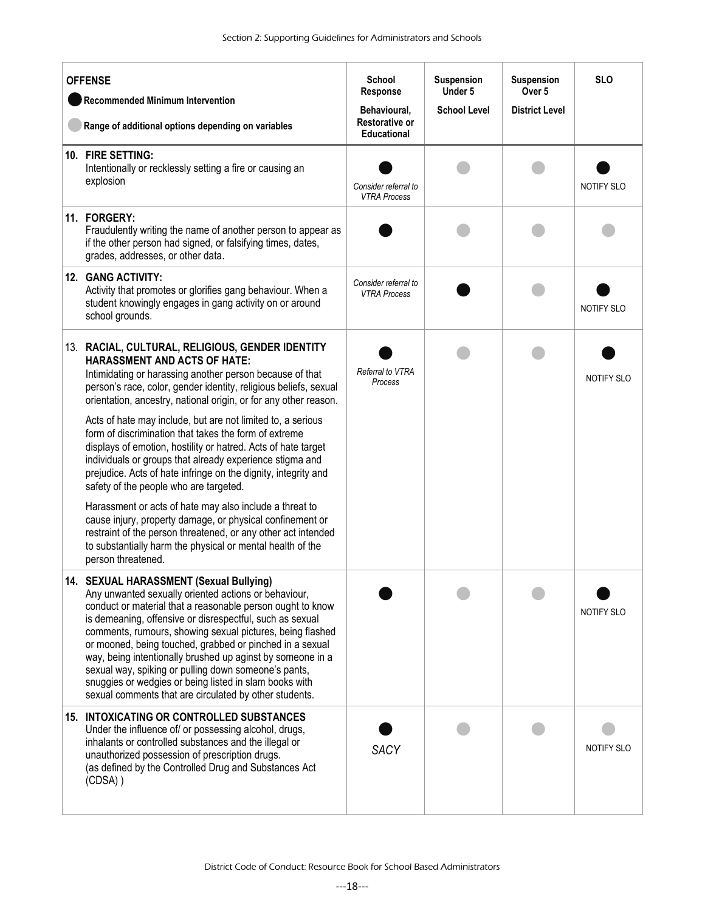| OFFENSE<br>● Recommended Minimum Intervention<br>○ Range of additional options depending on variables | School Response<br>Behavioural, Restorative or Educational | Suspension Under 5<br>School Level | Suspension Over 5<br>District Level | SLO |
|---|---|---|---|---|
| **10. FIRE SETTING:**<br>Intentionally or recklessly setting a fire or causing an explosion | ●<br>*Consider referral to VTRA Process* | ○ | ○ | ●<br>NOTIFY SLO |
| **11. FORGERY:**<br>Fraudulently writing the name of another person to appear as if the other person had signed, or falsifying times, dates, grades, addresses, or other data. | ● | ○ | ○ | ○ |
| **12. GANG ACTIVITY:**<br>Activity that promotes or glorifies gang behaviour. When a student knowingly engages in gang activity on or around school grounds. | *Consider referral to VTRA Process* | ● | ○ | ●<br>NOTIFY SLO |
| 13. **RACIAL, CULTURAL, RELIGIOUS, GENDER IDENTITY HARASSMENT AND ACTS OF HATE:**<br>Intimidating or harassing another person because of that person's race, color, gender identity, religious beliefs, sexual orientation, ancestry, national origin, or for any other reason.<br><br>Acts of hate may include, but are not limited to, a serious form of discrimination that takes the form of extreme displays of emotion, hostility or hatred. Acts of hate target individuals or groups that already experience stigma and prejudice. Acts of hate infringe on the dignity, integrity and safety of the people who are targeted.<br><br>Harassment or acts of hate may also include a threat to cause injury, property damage, or physical confinement or restraint of the person threatened, or any other act intended to substantially harm the physical or mental health of the person threatened. | ●<br>*Referral to VTRA Process* | ○ | ○ | ●<br>NOTIFY SLO |
| **14. SEXUAL HARASSMENT (Sexual Bullying)**<br>Any unwanted sexually oriented actions or behaviour, conduct or material that a reasonable person ought to know is demeaning, offensive or disrespectful, such as sexual comments, rumours, showing sexual pictures, being flashed or mooned, being touched, grabbed or pinched in a sexual way, being intentionally brushed up aginst by someone in a sexual way, spiking or pulling down someone's pants, snuggies or wedgies or being listed in slam books with sexual comments that are circulated by other students. | ● | ○ | ○ | ●<br>NOTIFY SLO |
| **15. INTOXICATING OR CONTROLLED SUBSTANCES**<br>Under the influence of/ or possessing alcohol, drugs, inhalants or controlled substances and the illegal or unauthorized possession of prescription drugs.<br>(as defined by the Controlled Drug and Substances Act (CDSA) ) | ●<br>*SACY* | ○ | ○ | ○<br>NOTIFY SLO |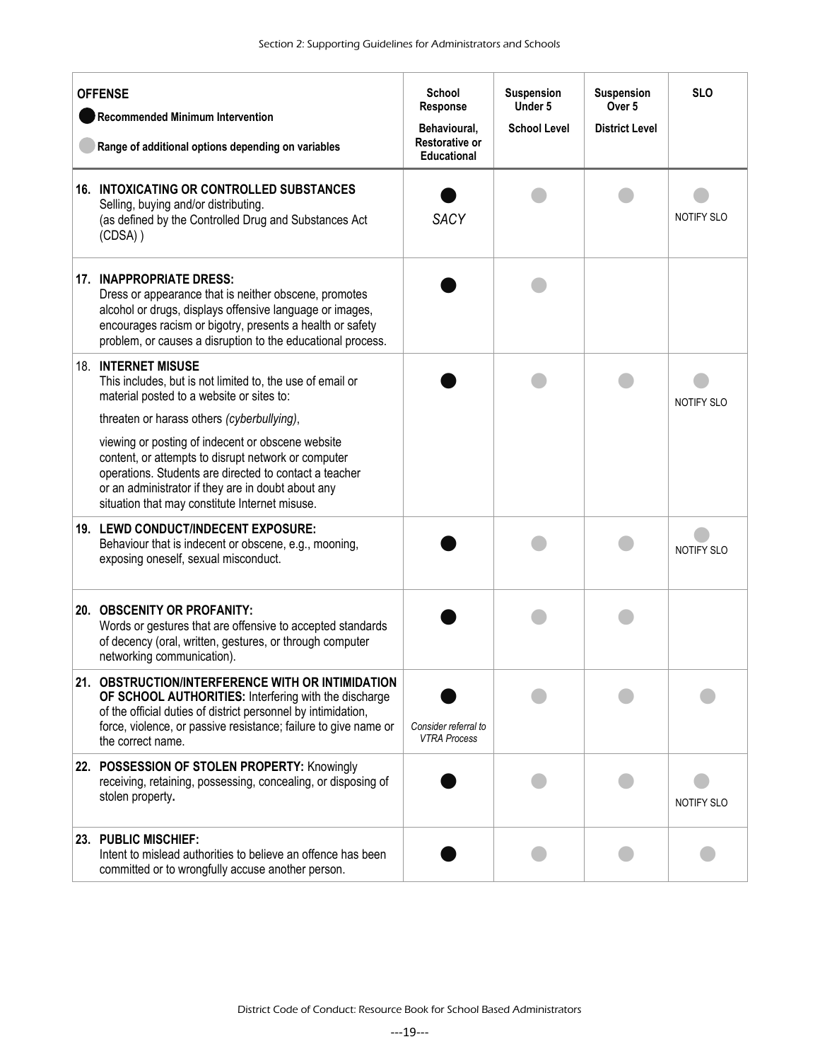| OFFENSE<br>● Recommended Minimum Intervention<br>○ Range of additional options depending on variables | School Response<br>Behavioural, Restorative or Educational | Suspension Under 5<br>School Level | Suspension Over 5<br>District Level | SLO |
|---|---|---|---|---|
| **16. INTOXICATING OR CONTROLLED SUBSTANCES**<br>Selling, buying and/or distributing.<br>(as defined by the Controlled Drug and Substances Act (CDSA) ) | ●<br>*SACY* | ○ | ○ | ○<br>NOTIFY SLO |
| **17. INAPPROPRIATE DRESS:**<br>Dress or appearance that is neither obscene, promotes alcohol or drugs, displays offensive language or images, encourages racism or bigotry, presents a health or safety problem, or causes a disruption to the educational process. | ● | ○ | | |
| **18. INTERNET MISUSE**<br>This includes, but is not limited to, the use of email or material posted to a website or sites to:<br>threaten or harass others *(cyberbullying)*,<br>viewing or posting of indecent or obscene website content, or attempts to disrupt network or computer operations. Students are directed to contact a teacher or an administrator if they are in doubt about any situation that may constitute Internet misuse. | ● | ○ | ○ | ○<br>NOTIFY SLO |
| **19. LEWD CONDUCT/INDECENT EXPOSURE:**<br>Behaviour that is indecent or obscene, e.g., mooning, exposing oneself, sexual misconduct. | ● | ○ | ○ | ○<br>NOTIFY SLO |
| **20. OBSCENITY OR PROFANITY:**<br>Words or gestures that are offensive to accepted standards of decency (oral, written, gestures, or through computer networking communication). | ● | ○ | ○ | |
| **21. OBSTRUCTION/INTERFERENCE WITH OR INTIMIDATION OF SCHOOL AUTHORITIES:** Interfering with the discharge of the official duties of district personnel by intimidation, force, violence, or passive resistance; failure to give name or the correct name. | ●<br>*Consider referral to VTRA Process* | ○ | ○ | ○ |
| **22. POSSESSION OF STOLEN PROPERTY:** Knowingly receiving, retaining, possessing, concealing, or disposing of stolen property**.** | ● | ○ | ○ | ○<br>NOTIFY SLO |
| **23. PUBLIC MISCHIEF:**<br>Intent to mislead authorities to believe an offence has been committed or to wrongfully accuse another person. | ● | ○ | ○ | ○ |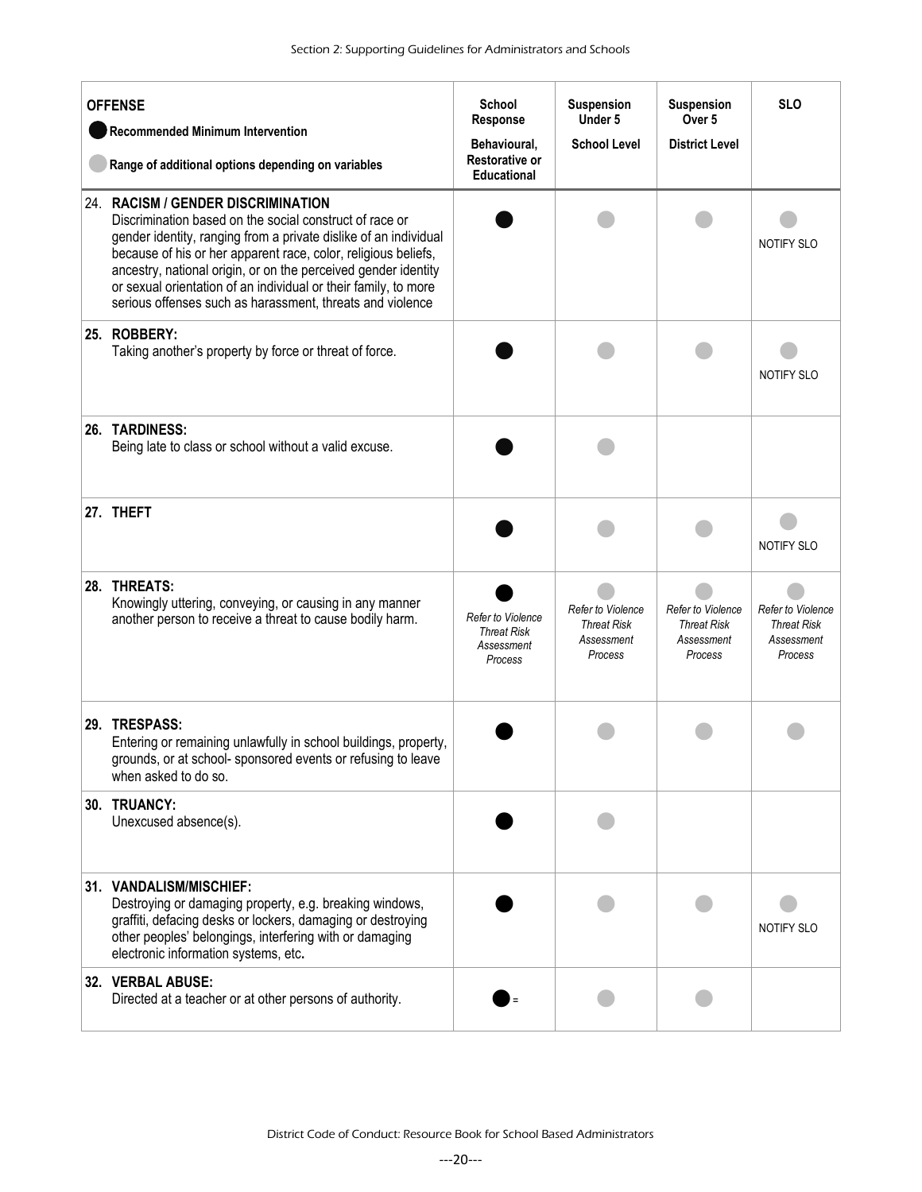| OFFENSE<br>● Recommended Minimum Intervention<br>○ Range of additional options depending on variables | School Response<br>Behavioural, Restorative or Educational | Suspension Under 5<br>School Level | Suspension Over 5<br>District Level | SLO |
|---|---|---|---|---|
| 24. **RACISM / GENDER DISCRIMINATION**<br>Discrimination based on the social construct of race or gender identity, ranging from a private dislike of an individual because of his or her apparent race, color, religious beliefs, ancestry, national origin, or on the perceived gender identity or sexual orientation of an individual or their family, to more serious offenses such as harassment, threats and violence | ● | ○ | ○ | ○ NOTIFY SLO |
| 25. **ROBBERY:**<br>Taking another's property by force or threat of force. | ● | ○ | ○ | ○ NOTIFY SLO |
| 26. **TARDINESS:**<br>Being late to class or school without a valid excuse. | ● | ○ | | |
| 27. **THEFT** | ● | ○ | ○ | ○ NOTIFY SLO |
| 28. **THREATS:**<br>Knowingly uttering, conveying, or causing in any manner another person to receive a threat to cause bodily harm. | ● *Refer to Violence Threat Risk Assessment Process* | ○ *Refer to Violence Threat Risk Assessment Process* | ○ *Refer to Violence Threat Risk Assessment Process* | ○ *Refer to Violence Threat Risk Assessment Process* |
| 29. **TRESPASS:**<br>Entering or remaining unlawfully in school buildings, property, grounds, or at school- sponsored events or refusing to leave when asked to do so. | ● | ○ | ○ | ○ |
| 30. **TRUANCY:**<br>Unexcused absence(s). | ● | ○ | | |
| 31. **VANDALISM/MISCHIEF:**<br>Destroying or damaging property, e.g. breaking windows, graffiti, defacing desks or lockers, damaging or destroying other peoples' belongings, interfering with or damaging electronic information systems, etc. | ● | ○ | ○ | ○ NOTIFY SLO |
| 32. **VERBAL ABUSE:**<br>Directed at a teacher or at other persons of authority. | ● = | ○ | ○ | |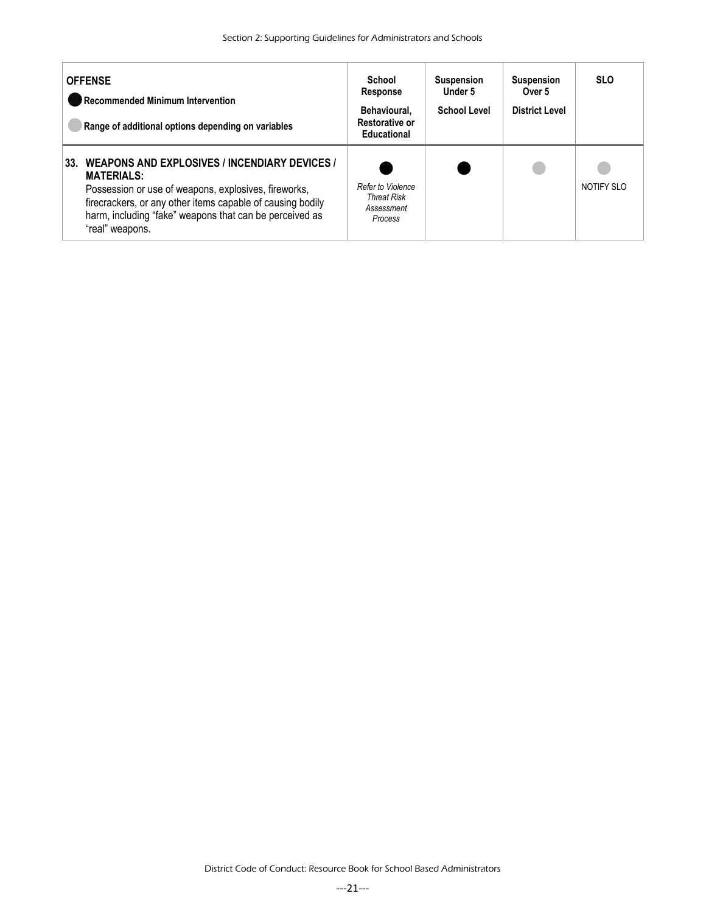| **OFFENSE**<br>● **Recommended Minimum Intervention**<br>○ **Range of additional options depending on variables** | **School Response**<br>**Behavioural, Restorative or Educational** | **Suspension Under 5**<br>**School Level** | **Suspension Over 5**<br>**District Level** | **SLO** |
|---|---|---|---|---|
| **33. WEAPONS AND EXPLOSIVES / INCENDIARY DEVICES / MATERIALS:**<br>Possession or use of weapons, explosives, fireworks, firecrackers, or any other items capable of causing bodily harm, including "fake" weapons that can be perceived as "real" weapons. | ●<br>*Refer to Violence Threat Risk Assessment Process* | ● | ○ | ○<br>NOTIFY SLO |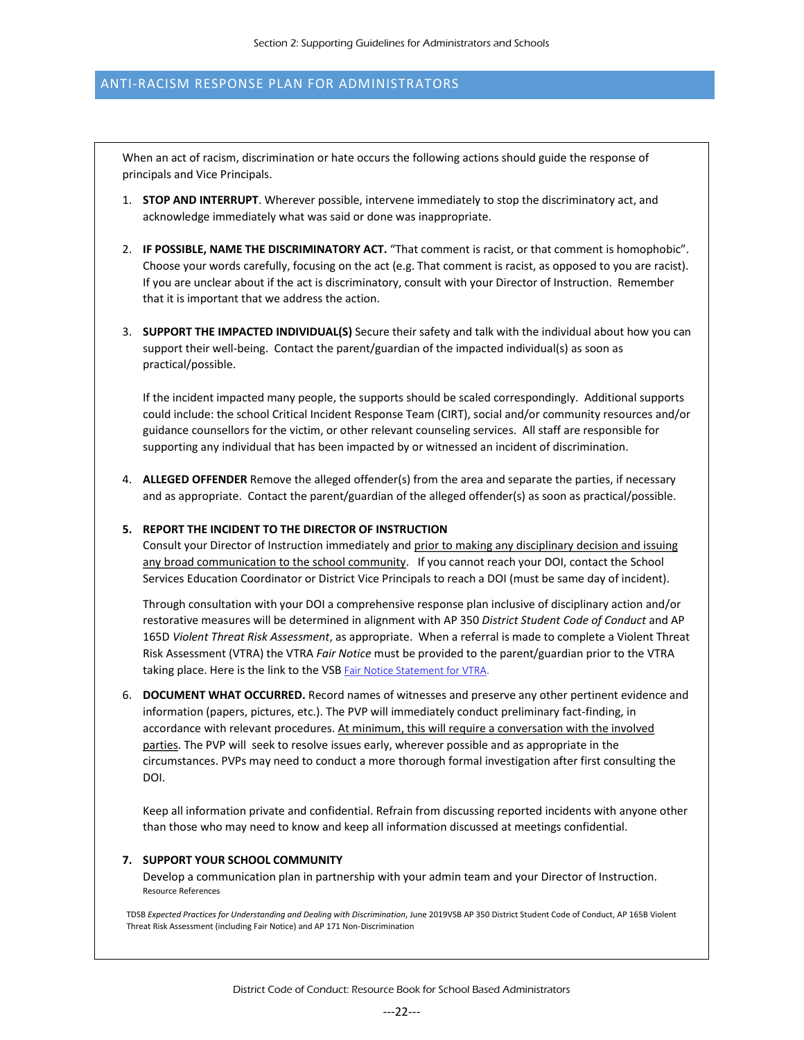## ANTI-RACISM RESPONSE PLAN FOR ADMINISTRATORS

When an act of racism, discrimination or hate occurs the following actions should guide the response of principals and Vice Principals.

1. **STOP AND INTERRUPT**. Wherever possible, intervene immediately to stop the discriminatory act, and acknowledge immediately what was said or done was inappropriate.

2. **IF POSSIBLE, NAME THE DISCRIMINATORY ACT.** "That comment is racist, or that comment is homophobic". Choose your words carefully, focusing on the act (e.g. That comment is racist, as opposed to you are racist). If you are unclear about if the act is discriminatory, consult with your Director of Instruction. Remember that it is important that we address the action.

3. **SUPPORT THE IMPACTED INDIVIDUAL(S)** Secure their safety and talk with the individual about how you can support their well-being. Contact the parent/guardian of the impacted individual(s) as soon as practical/possible.

   If the incident impacted many people, the supports should be scaled correspondingly. Additional supports could include: the school Critical Incident Response Team (CIRT), social and/or community resources and/or guidance counsellors for the victim, or other relevant counseling services. All staff are responsible for supporting any individual that has been impacted by or witnessed an incident of discrimination.

4. **ALLEGED OFFENDER** Remove the alleged offender(s) from the area and separate the parties, if necessary and as appropriate. Contact the parent/guardian of the alleged offender(s) as soon as practical/possible.

5. **REPORT THE INCIDENT TO THE DIRECTOR OF INSTRUCTION**
   Consult your Director of Instruction immediately and <u>prior to making any disciplinary decision and issuing any broad communication to the school community</u>. If you cannot reach your DOI, contact the School Services Education Coordinator or District Vice Principals to reach a DOI (must be same day of incident).

   Through consultation with your DOI a comprehensive response plan inclusive of disciplinary action and/or restorative measures will be determined in alignment with AP 350 *District Student Code of Conduct* and AP 165D *Violent Threat Risk Assessment*, as appropriate. When a referral is made to complete a Violent Threat Risk Assessment (VTRA) the VTRA *Fair Notice* must be provided to the parent/guardian prior to the VTRA taking place. Here is the link to the VSB Fair Notice Statement for VTRA.

6. **DOCUMENT WHAT OCCURRED.** Record names of witnesses and preserve any other pertinent evidence and information (papers, pictures, etc.). The PVP will immediately conduct preliminary fact-finding, in accordance with relevant procedures. <u>At minimum, this will require a conversation with the involved parties</u>. The PVP will seek to resolve issues early, wherever possible and as appropriate in the circumstances. PVPs may need to conduct a more thorough formal investigation after first consulting the DOI.

   Keep all information private and confidential. Refrain from discussing reported incidents with anyone other than those who may need to know and keep all information discussed at meetings confidential.

7. **SUPPORT YOUR SCHOOL COMMUNITY**
   Develop a communication plan in partnership with your admin team and your Director of Instruction.

Resource References

TDSB *Expected Practices for Understanding and Dealing with Discrimination*, June 2019VSB AP 350 District Student Code of Conduct, AP 165B Violent Threat Risk Assessment (including Fair Notice) and AP 171 Non-Discrimination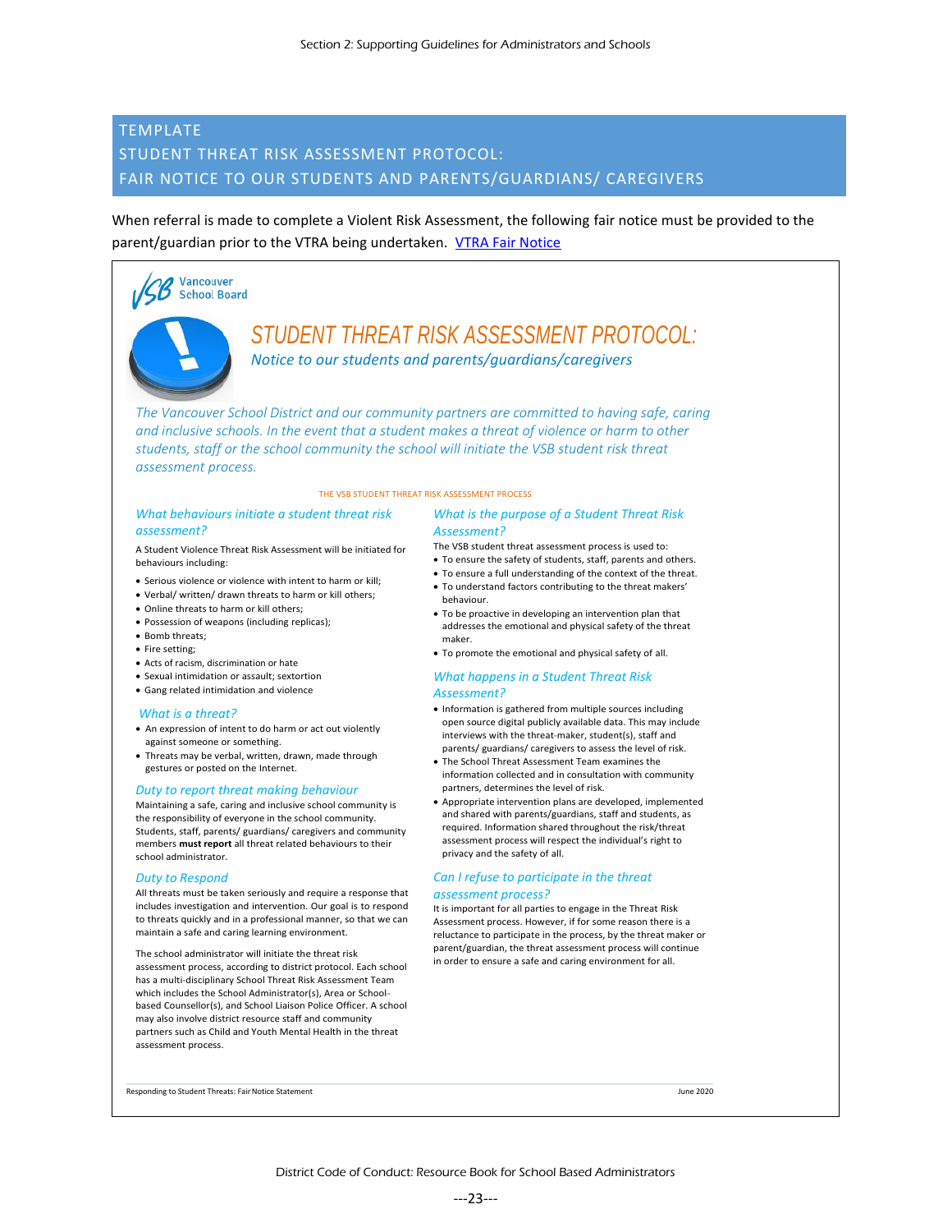## TEMPLATE
## STUDENT THREAT RISK ASSESSMENT PROTOCOL:
## FAIR NOTICE TO OUR STUDENTS AND PARENTS/GUARDIANS/ CAREGIVERS

When referral is made to complete a Violent Risk Assessment, the following fair notice must be provided to the parent/guardian prior to the VTRA being undertaken. VTRA Fair Notice

Vancouver School Board

# *STUDENT THREAT RISK ASSESSMENT PROTOCOL:*

*Notice to our students and parents/guardians/caregivers*

*The Vancouver School District and our community partners are committed to having safe, caring and inclusive schools. In the event that a student makes a threat of violence or harm to other students, staff or the school community the school will initiate the VSB student risk threat assessment process.*

THE VSB STUDENT THREAT RISK ASSESSMENT PROCESS

### *What behaviours initiate a student threat risk assessment?*

A Student Violence Threat Risk Assessment will be initiated for behaviours including:

- Serious violence or violence with intent to harm or kill;
- Verbal/ written/ drawn threats to harm or kill others;
- Online threats to harm or kill others;
- Possession of weapons (including replicas);
- Bomb threats;
- Fire setting;
- Acts of racism, discrimination or hate
- Sexual intimidation or assault; sextortion
- Gang related intimidation and violence

### *What is a threat?*

- An expression of intent to do harm or act out violently against someone or something.
- Threats may be verbal, written, drawn, made through gestures or posted on the Internet.

### *Duty to report threat making behaviour*

Maintaining a safe, caring and inclusive school community is the responsibility of everyone in the school community. Students, staff, parents/ guardians/ caregivers and community members **must report** all threat related behaviours to their school administrator.

### *Duty to Respond*

All threats must be taken seriously and require a response that includes investigation and intervention. Our goal is to respond to threats quickly and in a professional manner, so that we can maintain a safe and caring learning environment.

The school administrator will initiate the threat risk assessment process, according to district protocol. Each school has a multi-disciplinary School Threat Risk Assessment Team which includes the School Administrator(s), Area or School-based Counsellor(s), and School Liaison Police Officer. A school may also involve district resource staff and community partners such as Child and Youth Mental Health in the threat assessment process.

### *What is the purpose of a Student Threat Risk Assessment?*

The VSB student threat assessment process is used to:

- To ensure the safety of students, staff, parents and others.
- To ensure a full understanding of the context of the threat.
- To understand factors contributing to the threat makers' behaviour.
- To be proactive in developing an intervention plan that addresses the emotional and physical safety of the threat maker.
- To promote the emotional and physical safety of all.

### *What happens in a Student Threat Risk Assessment?*

- Information is gathered from multiple sources including open source digital publicly available data. This may include interviews with the threat-maker, student(s), staff and parents/ guardians/ caregivers to assess the level of risk.
- The School Threat Assessment Team examines the information collected and in consultation with community partners, determines the level of risk.
- Appropriate intervention plans are developed, implemented and shared with parents/guardians, staff and students, as required. Information shared throughout the risk/threat assessment process will respect the individual's right to privacy and the safety of all.

### *Can I refuse to participate in the threat assessment process?*

It is important for all parties to engage in the Threat Risk Assessment process. However, if for some reason there is a reluctance to participate in the process, by the threat maker or parent/guardian, the threat assessment process will continue in order to ensure a safe and caring environment for all.

Responding to Student Threats: Fair Notice Statement — June 2020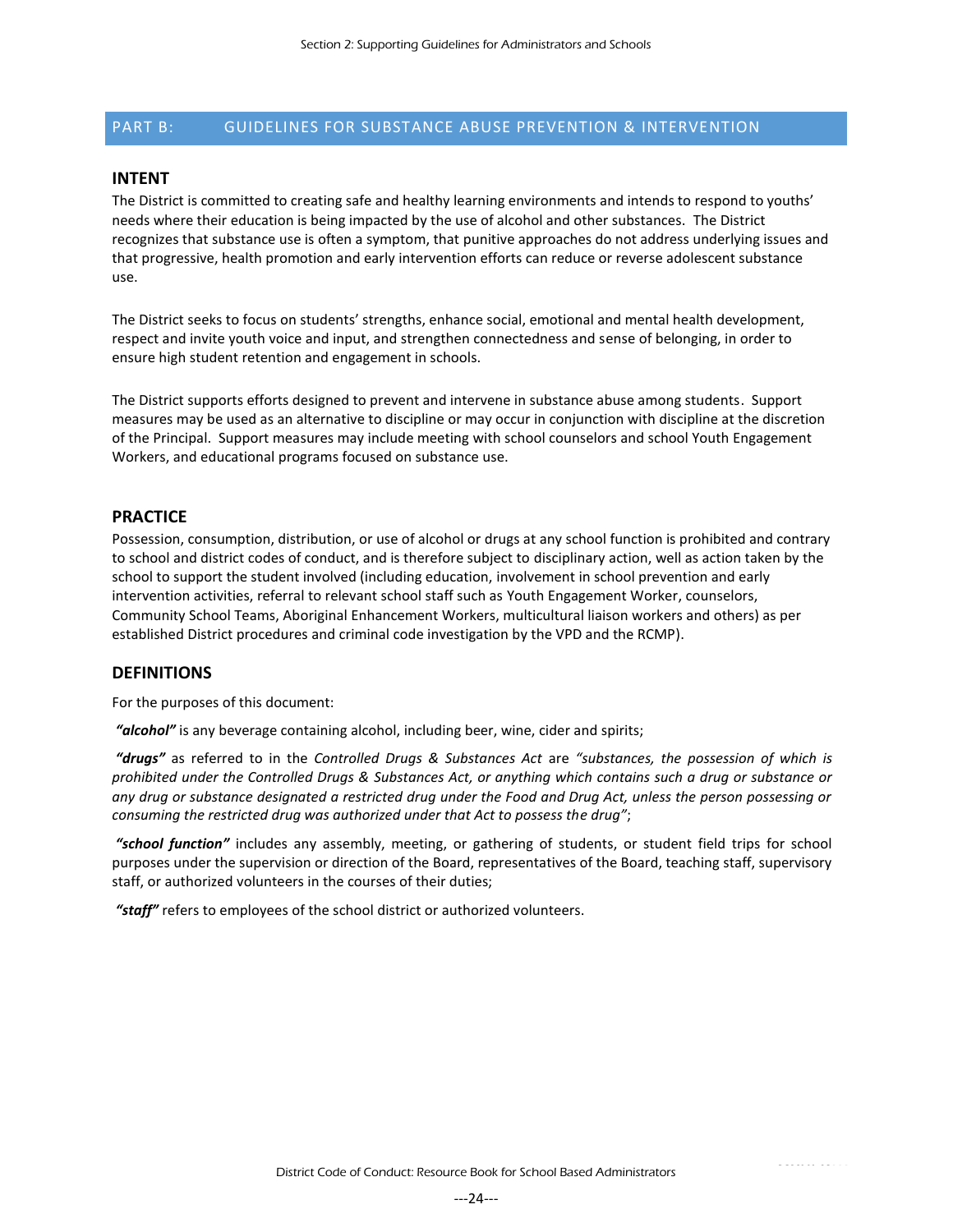## PART B: GUIDELINES FOR SUBSTANCE ABUSE PREVENTION & INTERVENTION

### INTENT

The District is committed to creating safe and healthy learning environments and intends to respond to youths' needs where their education is being impacted by the use of alcohol and other substances. The District recognizes that substance use is often a symptom, that punitive approaches do not address underlying issues and that progressive, health promotion and early intervention efforts can reduce or reverse adolescent substance use.

The District seeks to focus on students' strengths, enhance social, emotional and mental health development, respect and invite youth voice and input, and strengthen connectedness and sense of belonging, in order to ensure high student retention and engagement in schools.

The District supports efforts designed to prevent and intervene in substance abuse among students. Support measures may be used as an alternative to discipline or may occur in conjunction with discipline at the discretion of the Principal. Support measures may include meeting with school counselors and school Youth Engagement Workers, and educational programs focused on substance use.

### PRACTICE

Possession, consumption, distribution, or use of alcohol or drugs at any school function is prohibited and contrary to school and district codes of conduct, and is therefore subject to disciplinary action, well as action taken by the school to support the student involved (including education, involvement in school prevention and early intervention activities, referral to relevant school staff such as Youth Engagement Worker, counselors, Community School Teams, Aboriginal Enhancement Workers, multicultural liaison workers and others) as per established District procedures and criminal code investigation by the VPD and the RCMP).

### DEFINITIONS

For the purposes of this document:

***"alcohol"*** is any beverage containing alcohol, including beer, wine, cider and spirits;

***"drugs"*** as referred to in the *Controlled Drugs & Substances Act* are *"substances, the possession of which is prohibited under the Controlled Drugs & Substances Act, or anything which contains such a drug or substance or any drug or substance designated a restricted drug under the Food and Drug Act, unless the person possessing or consuming the restricted drug was authorized under that Act to possess the drug"*;

***"school function"*** includes any assembly, meeting, or gathering of students, or student field trips for school purposes under the supervision or direction of the Board, representatives of the Board, teaching staff, supervisory staff, or authorized volunteers in the courses of their duties;

***"staff"*** refers to employees of the school district or authorized volunteers.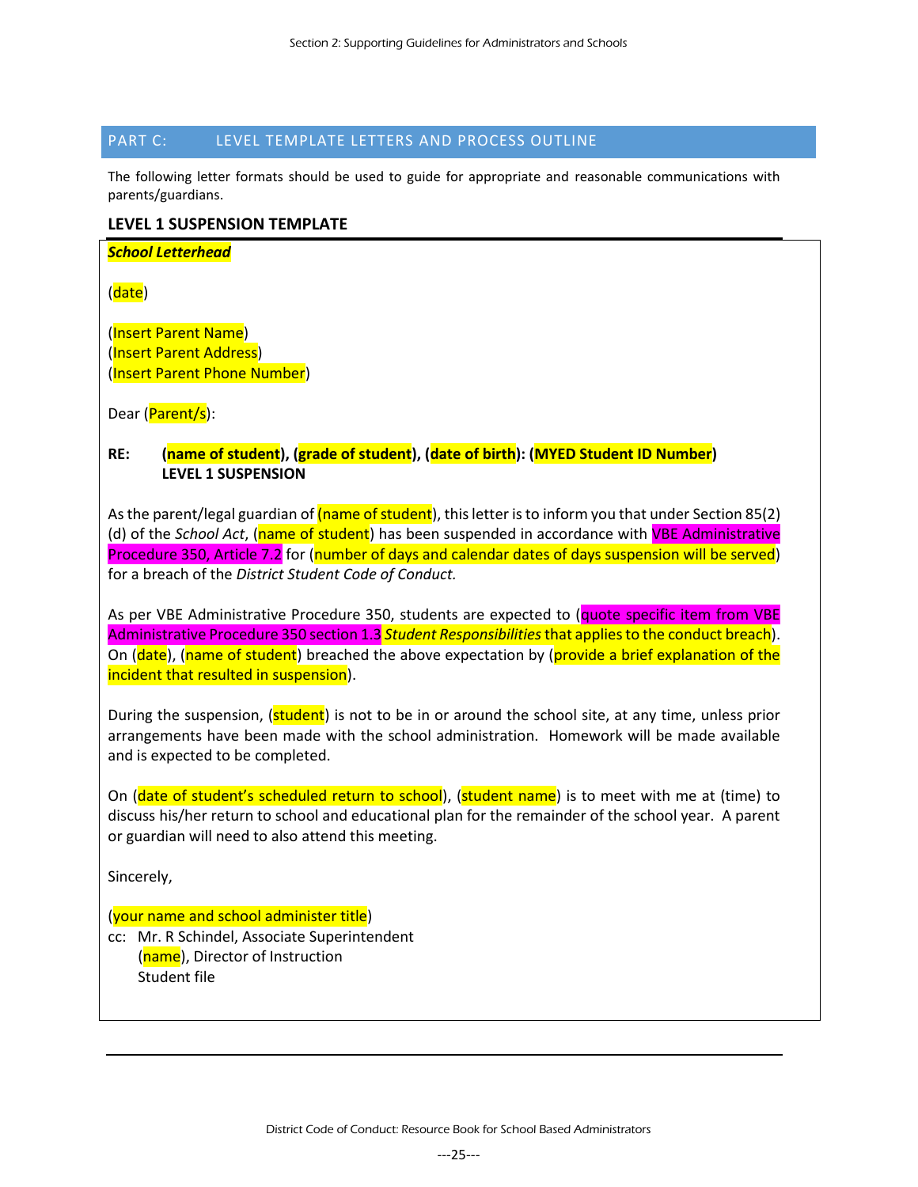## PART C: LEVEL TEMPLATE LETTERS AND PROCESS OUTLINE

The following letter formats should be used to guide for appropriate and reasonable communications with parents/guardians.

### LEVEL 1 SUSPENSION TEMPLATE

***School Letterhead***

(date)

(Insert Parent Name)
(Insert Parent Address)
(Insert Parent Phone Number)

Dear (Parent/s):

**RE: (name of student), (grade of student), (date of birth): (MYED Student ID Number)
LEVEL 1 SUSPENSION**

As the parent/legal guardian of (name of student), this letter is to inform you that under Section 85(2)(d) of the *School Act*, (name of student) has been suspended in accordance with VBE Administrative Procedure 350, Article 7.2 for (number of days and calendar dates of days suspension will be served) for a breach of the *District Student Code of Conduct.*

As per VBE Administrative Procedure 350, students are expected to (quote specific item from VBE Administrative Procedure 350 section 1.3 *Student Responsibilities* that applies to the conduct breach). On (date), (name of student) breached the above expectation by (provide a brief explanation of the incident that resulted in suspension).

During the suspension, (student) is not to be in or around the school site, at any time, unless prior arrangements have been made with the school administration. Homework will be made available and is expected to be completed.

On (date of student's scheduled return to school), (student name) is to meet with me at (time) to discuss his/her return to school and educational plan for the remainder of the school year. A parent or guardian will need to also attend this meeting.

Sincerely,

(your name and school administer title)
cc: Mr. R Schindel, Associate Superintendent
(name), Director of Instruction
Student file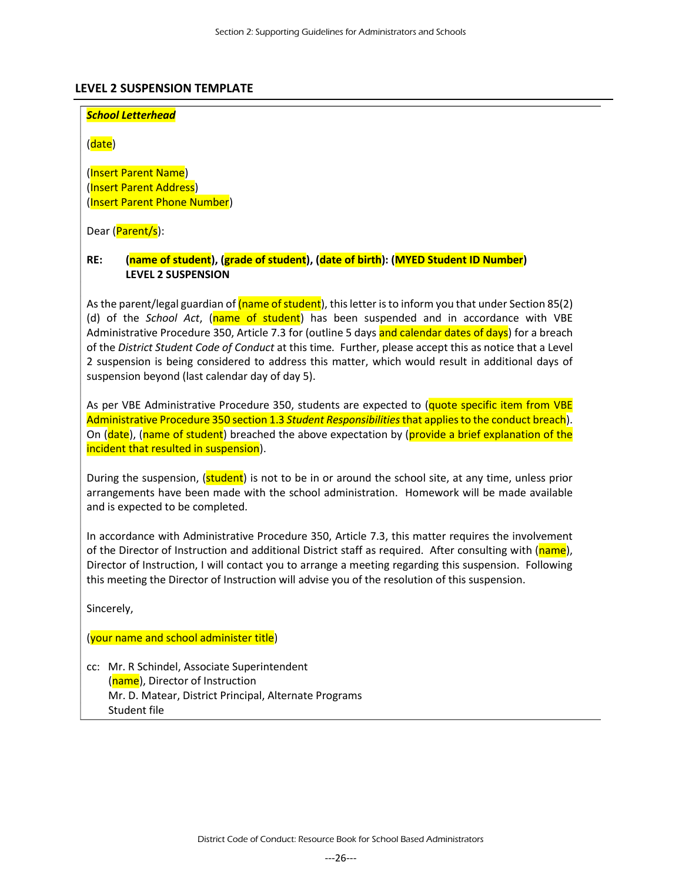## LEVEL 2 SUSPENSION TEMPLATE

***School Letterhead***

(date)

(Insert Parent Name)
(Insert Parent Address)
(Insert Parent Phone Number)

Dear (Parent/s):

**RE: (name of student), (grade of student), (date of birth): (MYED Student ID Number)**
**LEVEL 2 SUSPENSION**

As the parent/legal guardian of (name of student), this letter is to inform you that under Section 85(2)(d) of the *School Act*, (name of student) has been suspended and in accordance with VBE Administrative Procedure 350, Article 7.3 for (outline 5 days and calendar dates of days) for a breach of the *District Student Code of Conduct* at this time. Further, please accept this as notice that a Level 2 suspension is being considered to address this matter, which would result in additional days of suspension beyond (last calendar day of day 5).

As per VBE Administrative Procedure 350, students are expected to (quote specific item from VBE Administrative Procedure 350 section 1.3 *Student Responsibilities* that applies to the conduct breach). On (date), (name of student) breached the above expectation by (provide a brief explanation of the incident that resulted in suspension).

During the suspension, (student) is not to be in or around the school site, at any time, unless prior arrangements have been made with the school administration. Homework will be made available and is expected to be completed.

In accordance with Administrative Procedure 350, Article 7.3, this matter requires the involvement of the Director of Instruction and additional District staff as required. After consulting with (name), Director of Instruction, I will contact you to arrange a meeting regarding this suspension. Following this meeting the Director of Instruction will advise you of the resolution of this suspension.

Sincerely,

(your name and school administer title)

cc: Mr. R Schindel, Associate Superintendent
(name), Director of Instruction
Mr. D. Matear, District Principal, Alternate Programs
Student file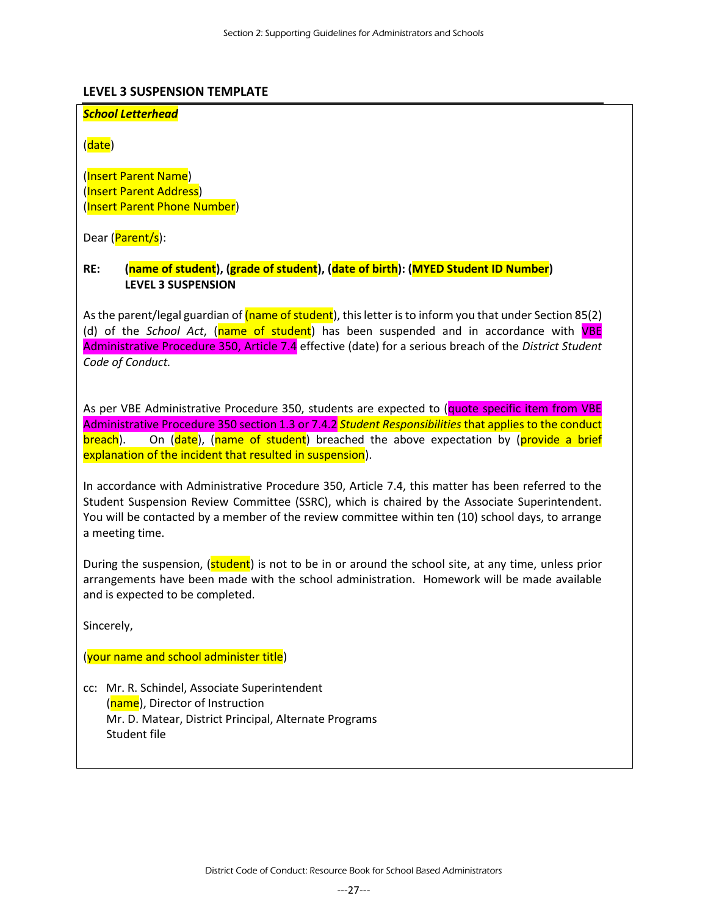## LEVEL 3 SUSPENSION TEMPLATE

***School Letterhead***

(date)

(Insert Parent Name)
(Insert Parent Address)
(Insert Parent Phone Number)

Dear (Parent/s):

**RE: (name of student), (grade of student), (date of birth): (MYED Student ID Number)**
**LEVEL 3 SUSPENSION**

As the parent/legal guardian of (name of student), this letter is to inform you that under Section 85(2)(d) of the *School Act*, (name of student) has been suspended and in accordance with VBE Administrative Procedure 350, Article 7.4 effective (date) for a serious breach of the *District Student Code of Conduct.*

As per VBE Administrative Procedure 350, students are expected to (quote specific item from VBE Administrative Procedure 350 section 1.3 or 7.4.2 *Student Responsibilities* that applies to the conduct breach). On (date), (name of student) breached the above expectation by (provide a brief explanation of the incident that resulted in suspension).

In accordance with Administrative Procedure 350, Article 7.4, this matter has been referred to the Student Suspension Review Committee (SSRC), which is chaired by the Associate Superintendent. You will be contacted by a member of the review committee within ten (10) school days, to arrange a meeting time.

During the suspension, (student) is not to be in or around the school site, at any time, unless prior arrangements have been made with the school administration. Homework will be made available and is expected to be completed.

Sincerely,

(your name and school administer title)

cc: Mr. R. Schindel, Associate Superintendent
(name), Director of Instruction
Mr. D. Matear, District Principal, Alternate Programs
Student file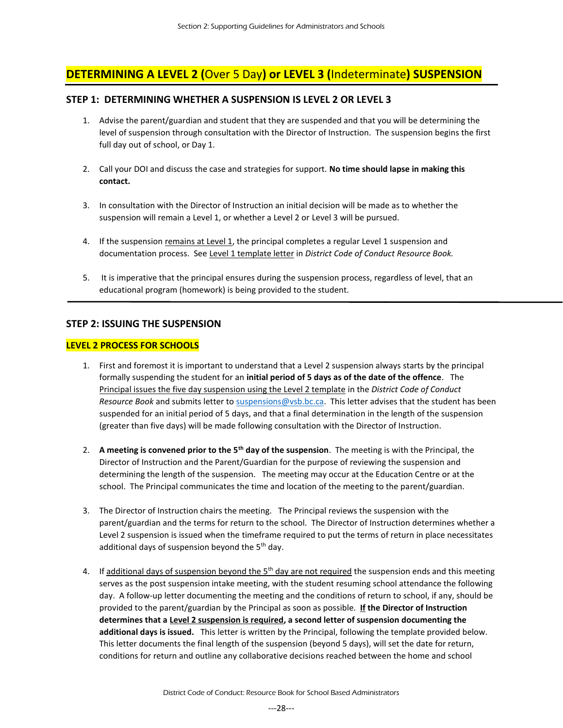## DETERMINING A LEVEL 2 (Over 5 Day) or LEVEL 3 (Indeterminate) SUSPENSION

### STEP 1: DETERMINING WHETHER A SUSPENSION IS LEVEL 2 OR LEVEL 3

1. Advise the parent/guardian and student that they are suspended and that you will be determining the level of suspension through consultation with the Director of Instruction. The suspension begins the first full day out of school, or Day 1.

2. Call your DOI and discuss the case and strategies for support. **No time should lapse in making this contact.**

3. In consultation with the Director of Instruction an initial decision will be made as to whether the suspension will remain a Level 1, or whether a Level 2 or Level 3 will be pursued.

4. If the suspension remains at Level 1, the principal completes a regular Level 1 suspension and documentation process. See Level 1 template letter in *District Code of Conduct Resource Book.*

5. It is imperative that the principal ensures during the suspension process, regardless of level, that an educational program (homework) is being provided to the student.

### STEP 2: ISSUING THE SUSPENSION

#### LEVEL 2 PROCESS FOR SCHOOLS

1. First and foremost it is important to understand that a Level 2 suspension always starts by the principal formally suspending the student for an **initial period of 5 days as of the date of the offence**. The Principal issues the five day suspension using the Level 2 template in the *District Code of Conduct Resource Book* and submits letter to suspensions@vsb.bc.ca. This letter advises that the student has been suspended for an initial period of 5 days, and that a final determination in the length of the suspension (greater than five days) will be made following consultation with the Director of Instruction.

2. **A meeting is convened prior to the 5th day of the suspension**. The meeting is with the Principal, the Director of Instruction and the Parent/Guardian for the purpose of reviewing the suspension and determining the length of the suspension. The meeting may occur at the Education Centre or at the school. The Principal communicates the time and location of the meeting to the parent/guardian.

3. The Director of Instruction chairs the meeting. The Principal reviews the suspension with the parent/guardian and the terms for return to the school. The Director of Instruction determines whether a Level 2 suspension is issued when the timeframe required to put the terms of return in place necessitates additional days of suspension beyond the 5th day.

4. If additional days of suspension beyond the 5th day are not required the suspension ends and this meeting serves as the post suspension intake meeting, with the student resuming school attendance the following day. A follow-up letter documenting the meeting and the conditions of return to school, if any, should be provided to the parent/guardian by the Principal as soon as possible. **If the Director of Instruction determines that a Level 2 suspension is required, a second letter of suspension documenting the additional days is issued.** This letter is written by the Principal, following the template provided below. This letter documents the final length of the suspension (beyond 5 days), will set the date for return, conditions for return and outline any collaborative decisions reached between the home and school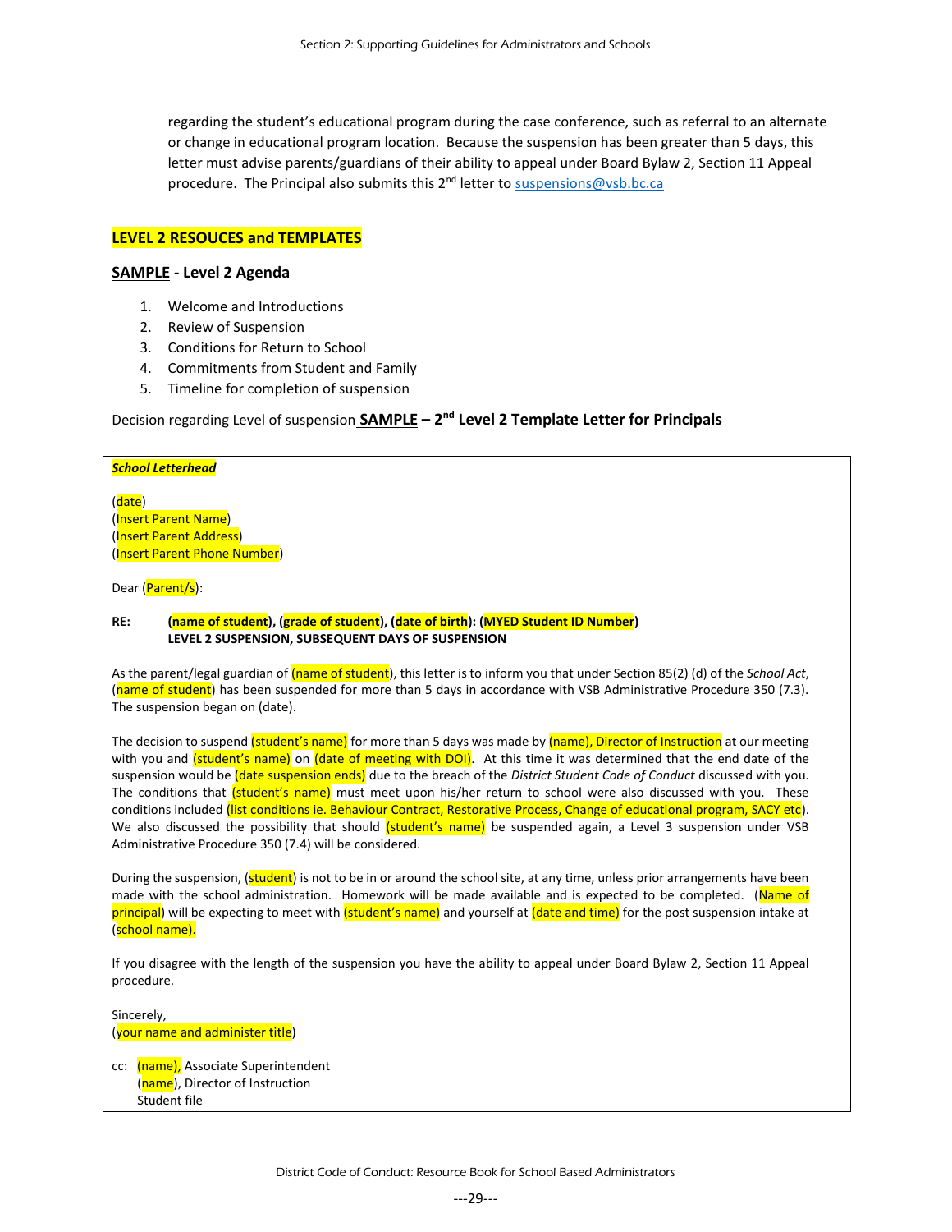regarding the student's educational program during the case conference, such as referral to an alternate or change in educational program location. Because the suspension has been greater than 5 days, this letter must advise parents/guardians of their ability to appeal under Board Bylaw 2, Section 11 Appeal procedure. The Principal also submits this 2nd letter to suspensions@vsb.bc.ca

## LEVEL 2 RESOUCES and TEMPLATES

### SAMPLE - Level 2 Agenda

1. Welcome and Introductions
2. Review of Suspension
3. Conditions for Return to School
4. Commitments from Student and Family
5. Timeline for completion of suspension

Decision regarding Level of suspension **SAMPLE – 2nd Level 2 Template Letter for Principals**

***School Letterhead***

(date)
(Insert Parent Name)
(Insert Parent Address)
(Insert Parent Phone Number)

Dear (Parent/s):

**RE: (name of student), (grade of student), (date of birth): (MYED Student ID Number)**
**LEVEL 2 SUSPENSION, SUBSEQUENT DAYS OF SUSPENSION**

As the parent/legal guardian of (name of student), this letter is to inform you that under Section 85(2) (d) of the *School Act*, (name of student) has been suspended for more than 5 days in accordance with VSB Administrative Procedure 350 (7.3). The suspension began on (date).

The decision to suspend (student's name) for more than 5 days was made by (name), Director of Instruction at our meeting with you and (student's name) on (date of meeting with DOI). At this time it was determined that the end date of the suspension would be (date suspension ends) due to the breach of the *District Student Code of Conduct* discussed with you. The conditions that (student's name) must meet upon his/her return to school were also discussed with you. These conditions included (list conditions ie. Behaviour Contract, Restorative Process, Change of educational program, SACY etc). We also discussed the possibility that should (student's name) be suspended again, a Level 3 suspension under VSB Administrative Procedure 350 (7.4) will be considered.

During the suspension, (student) is not to be in or around the school site, at any time, unless prior arrangements have been made with the school administration. Homework will be made available and is expected to be completed. (Name of principal) will be expecting to meet with (student's name) and yourself at (date and time) for the post suspension intake at (school name).

If you disagree with the length of the suspension you have the ability to appeal under Board Bylaw 2, Section 11 Appeal procedure.

Sincerely,
(your name and administer title)

cc: (name), Associate Superintendent
(name), Director of Instruction
Student file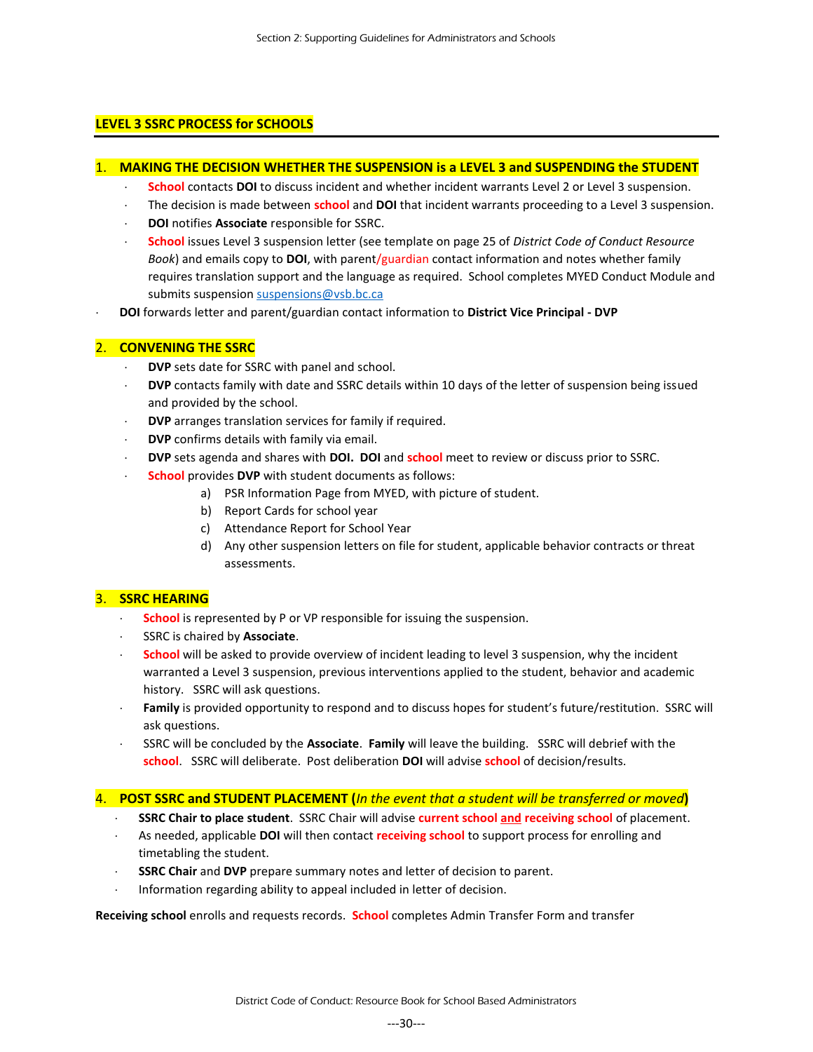## LEVEL 3 SSRC PROCESS for SCHOOLS

### 1. MAKING THE DECISION WHETHER THE SUSPENSION is a LEVEL 3 and SUSPENDING the STUDENT

- **School** contacts **DOI** to discuss incident and whether incident warrants Level 2 or Level 3 suspension.
- The decision is made between **school** and **DOI** that incident warrants proceeding to a Level 3 suspension.
- **DOI** notifies **Associate** responsible for SSRC.
- **School** issues Level 3 suspension letter (see template on page 25 of *District Code of Conduct Resource Book*) and emails copy to **DOI**, with parent/guardian contact information and notes whether family requires translation support and the language as required. School completes MYED Conduct Module and submits suspension suspensions@vsb.bc.ca
- **DOI** forwards letter and parent/guardian contact information to **District Vice Principal - DVP**

### 2. CONVENING THE SSRC

- **DVP** sets date for SSRC with panel and school.
- **DVP** contacts family with date and SSRC details within 10 days of the letter of suspension being issued and provided by the school.
- **DVP** arranges translation services for family if required.
- **DVP** confirms details with family via email.
- **DVP** sets agenda and shares with **DOI. DOI** and **school** meet to review or discuss prior to SSRC.
- **School** provides **DVP** with student documents as follows:
  a) PSR Information Page from MYED, with picture of student.
  b) Report Cards for school year
  c) Attendance Report for School Year
  d) Any other suspension letters on file for student, applicable behavior contracts or threat assessments.

### 3. SSRC HEARING

- **School** is represented by P or VP responsible for issuing the suspension.
- SSRC is chaired by **Associate**.
- **School** will be asked to provide overview of incident leading to level 3 suspension, why the incident warranted a Level 3 suspension, previous interventions applied to the student, behavior and academic history. SSRC will ask questions.
- **Family** is provided opportunity to respond and to discuss hopes for student's future/restitution. SSRC will ask questions.
- SSRC will be concluded by the **Associate**. **Family** will leave the building. SSRC will debrief with the **school**. SSRC will deliberate. Post deliberation **DOI** will advise **school** of decision/results.

### 4. POST SSRC and STUDENT PLACEMENT (*In the event that a student will be transferred or moved*)

- **SSRC Chair to place student**. SSRC Chair will advise **current school <u>and</u> receiving school** of placement.
- As needed, applicable **DOI** will then contact **receiving school** to support process for enrolling and timetabling the student.
- **SSRC Chair** and **DVP** prepare summary notes and letter of decision to parent.
- Information regarding ability to appeal included in letter of decision.

**Receiving school** enrolls and requests records. **School** completes Admin Transfer Form and transfer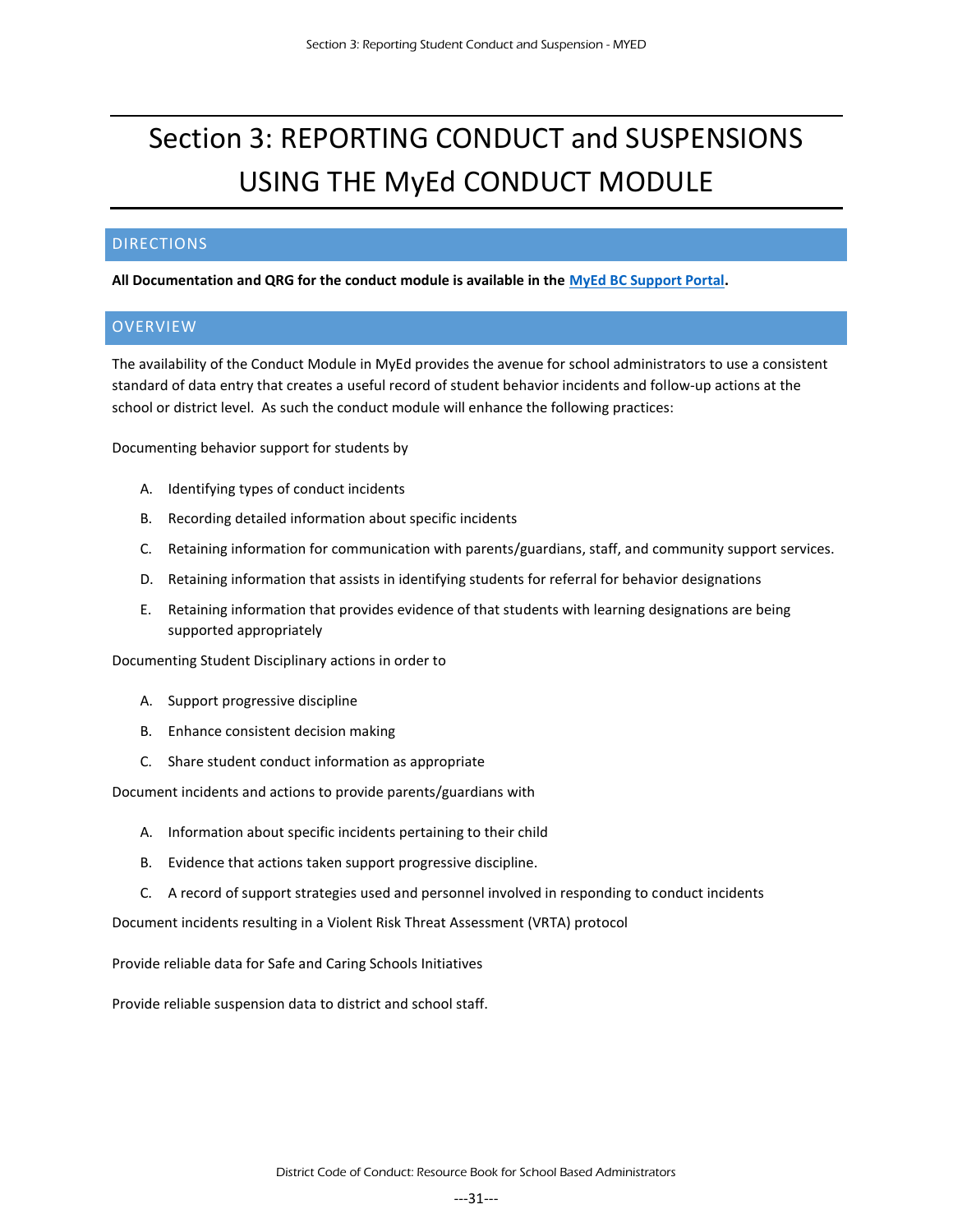# Section 3: REPORTING CONDUCT and SUSPENSIONS USING THE MyEd CONDUCT MODULE

## DIRECTIONS

**All Documentation and QRG for the conduct module is available in the [MyEd BC Support Portal](MyEd BC Support Portal).**

## OVERVIEW

The availability of the Conduct Module in MyEd provides the avenue for school administrators to use a consistent standard of data entry that creates a useful record of student behavior incidents and follow-up actions at the school or district level. As such the conduct module will enhance the following practices:

Documenting behavior support for students by

A. Identifying types of conduct incidents

B. Recording detailed information about specific incidents

C. Retaining information for communication with parents/guardians, staff, and community support services.

D. Retaining information that assists in identifying students for referral for behavior designations

E. Retaining information that provides evidence of that students with learning designations are being supported appropriately

Documenting Student Disciplinary actions in order to

A. Support progressive discipline

B. Enhance consistent decision making

C. Share student conduct information as appropriate

Document incidents and actions to provide parents/guardians with

A. Information about specific incidents pertaining to their child

B. Evidence that actions taken support progressive discipline.

C. A record of support strategies used and personnel involved in responding to conduct incidents

Document incidents resulting in a Violent Risk Threat Assessment (VRTA) protocol

Provide reliable data for Safe and Caring Schools Initiatives

Provide reliable suspension data to district and school staff.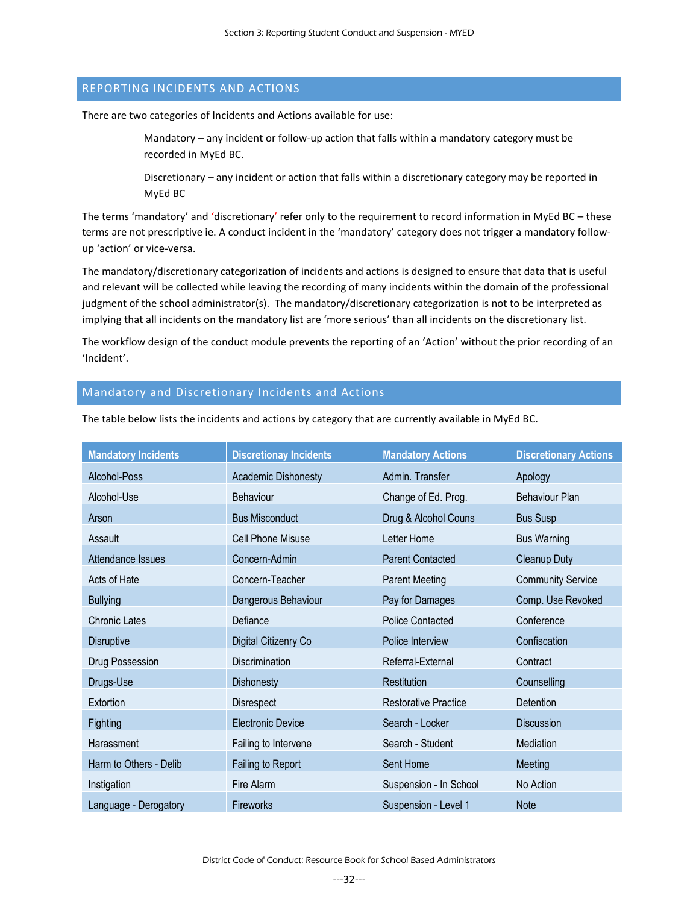## REPORTING INCIDENTS AND ACTIONS

There are two categories of Incidents and Actions available for use:

> Mandatory – any incident or follow-up action that falls within a mandatory category must be recorded in MyEd BC.
>
> Discretionary – any incident or action that falls within a discretionary category may be reported in MyEd BC

The terms 'mandatory' and 'discretionary' refer only to the requirement to record information in MyEd BC – these terms are not prescriptive ie. A conduct incident in the 'mandatory' category does not trigger a mandatory follow-up 'action' or vice-versa.

The mandatory/discretionary categorization of incidents and actions is designed to ensure that data that is useful and relevant will be collected while leaving the recording of many incidents within the domain of the professional judgment of the school administrator(s). The mandatory/discretionary categorization is not to be interpreted as implying that all incidents on the mandatory list are 'more serious' than all incidents on the discretionary list.

The workflow design of the conduct module prevents the reporting of an 'Action' without the prior recording of an 'Incident'.

## Mandatory and Discretionary Incidents and Actions

The table below lists the incidents and actions by category that are currently available in MyEd BC.

| Mandatory Incidents | Discretionay Incidents | Mandatory Actions | Discretionary Actions |
|---|---|---|---|
| Alcohol-Poss | Academic Dishonesty | Admin. Transfer | Apology |
| Alcohol-Use | Behaviour | Change of Ed. Prog. | Behaviour Plan |
| Arson | Bus Misconduct | Drug & Alcohol Couns | Bus Susp |
| Assault | Cell Phone Misuse | Letter Home | Bus Warning |
| Attendance Issues | Concern-Admin | Parent Contacted | Cleanup Duty |
| Acts of Hate | Concern-Teacher | Parent Meeting | Community Service |
| Bullying | Dangerous Behaviour | Pay for Damages | Comp. Use Revoked |
| Chronic Lates | Defiance | Police Contacted | Conference |
| Disruptive | Digital Citizenry Co | Police Interview | Confiscation |
| Drug Possession | Discrimination | Referral-External | Contract |
| Drugs-Use | Dishonesty | Restitution | Counselling |
| Extortion | Disrespect | Restorative Practice | Detention |
| Fighting | Electronic Device | Search - Locker | Discussion |
| Harassment | Failing to Intervene | Search - Student | Mediation |
| Harm to Others - Delib | Failing to Report | Sent Home | Meeting |
| Instigation | Fire Alarm | Suspension - In School | No Action |
| Language - Derogatory | Fireworks | Suspension - Level 1 | Note |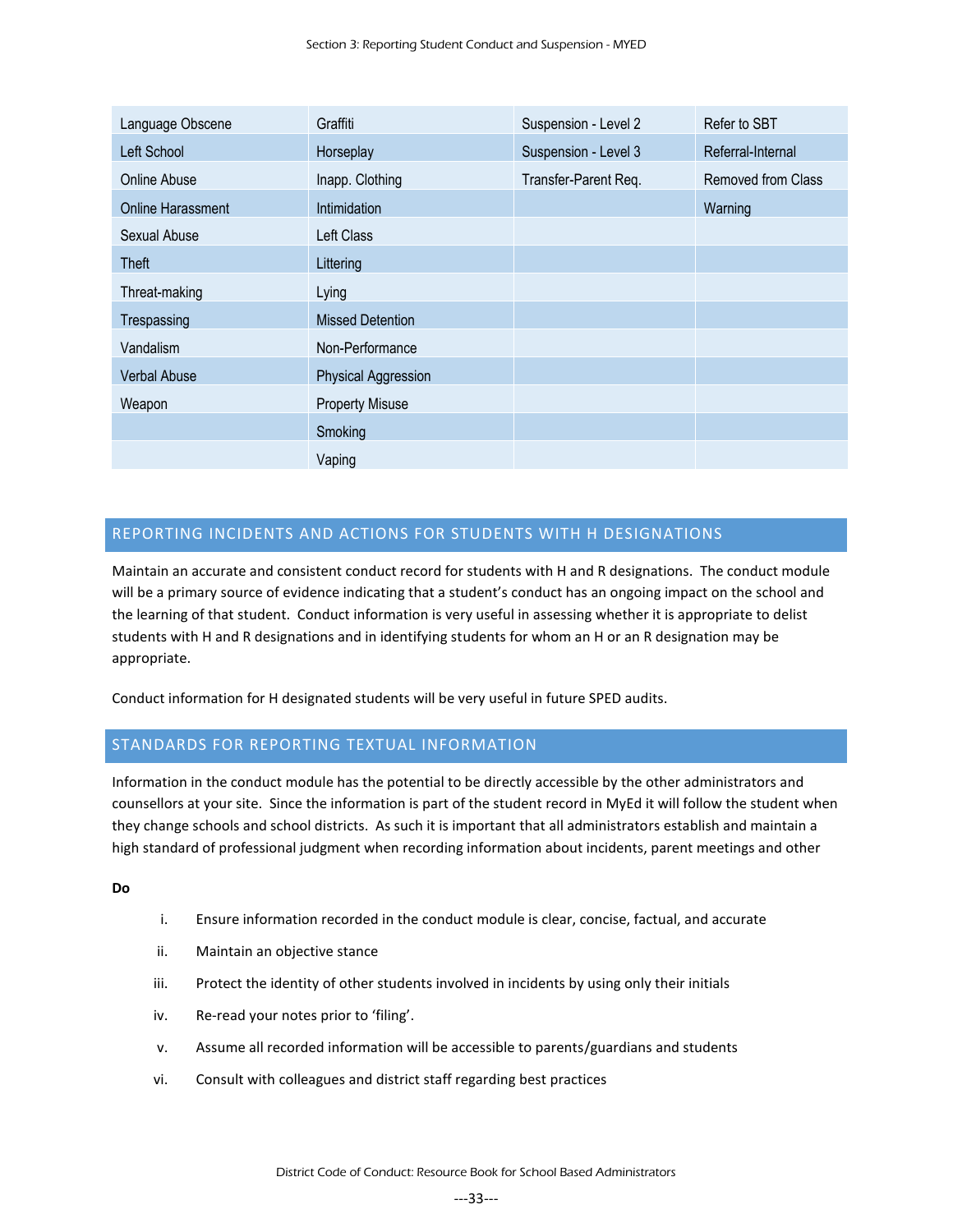| Language Obscene | Graffiti | Suspension - Level 2 | Refer to SBT |
|---|---|---|---|
| Left School | Horseplay | Suspension - Level 3 | Referral-Internal |
| Online Abuse | Inapp. Clothing | Transfer-Parent Req. | Removed from Class |
| Online Harassment | Intimidation | | Warning |
| Sexual Abuse | Left Class | | |
| Theft | Littering | | |
| Threat-making | Lying | | |
| Trespassing | Missed Detention | | |
| Vandalism | Non-Performance | | |
| Verbal Abuse | Physical Aggression | | |
| Weapon | Property Misuse | | |
| | Smoking | | |
| | Vaping | | |

## REPORTING INCIDENTS AND ACTIONS FOR STUDENTS WITH H DESIGNATIONS

Maintain an accurate and consistent conduct record for students with H and R designations. The conduct module will be a primary source of evidence indicating that a student's conduct has an ongoing impact on the school and the learning of that student. Conduct information is very useful in assessing whether it is appropriate to delist students with H and R designations and in identifying students for whom an H or an R designation may be appropriate.

Conduct information for H designated students will be very useful in future SPED audits.

## STANDARDS FOR REPORTING TEXTUAL INFORMATION

Information in the conduct module has the potential to be directly accessible by the other administrators and counsellors at your site. Since the information is part of the student record in MyEd it will follow the student when they change schools and school districts. As such it is important that all administrators establish and maintain a high standard of professional judgment when recording information about incidents, parent meetings and other

**Do**

i. Ensure information recorded in the conduct module is clear, concise, factual, and accurate

ii. Maintain an objective stance

iii. Protect the identity of other students involved in incidents by using only their initials

iv. Re-read your notes prior to 'filing'.

v. Assume all recorded information will be accessible to parents/guardians and students

vi. Consult with colleagues and district staff regarding best practices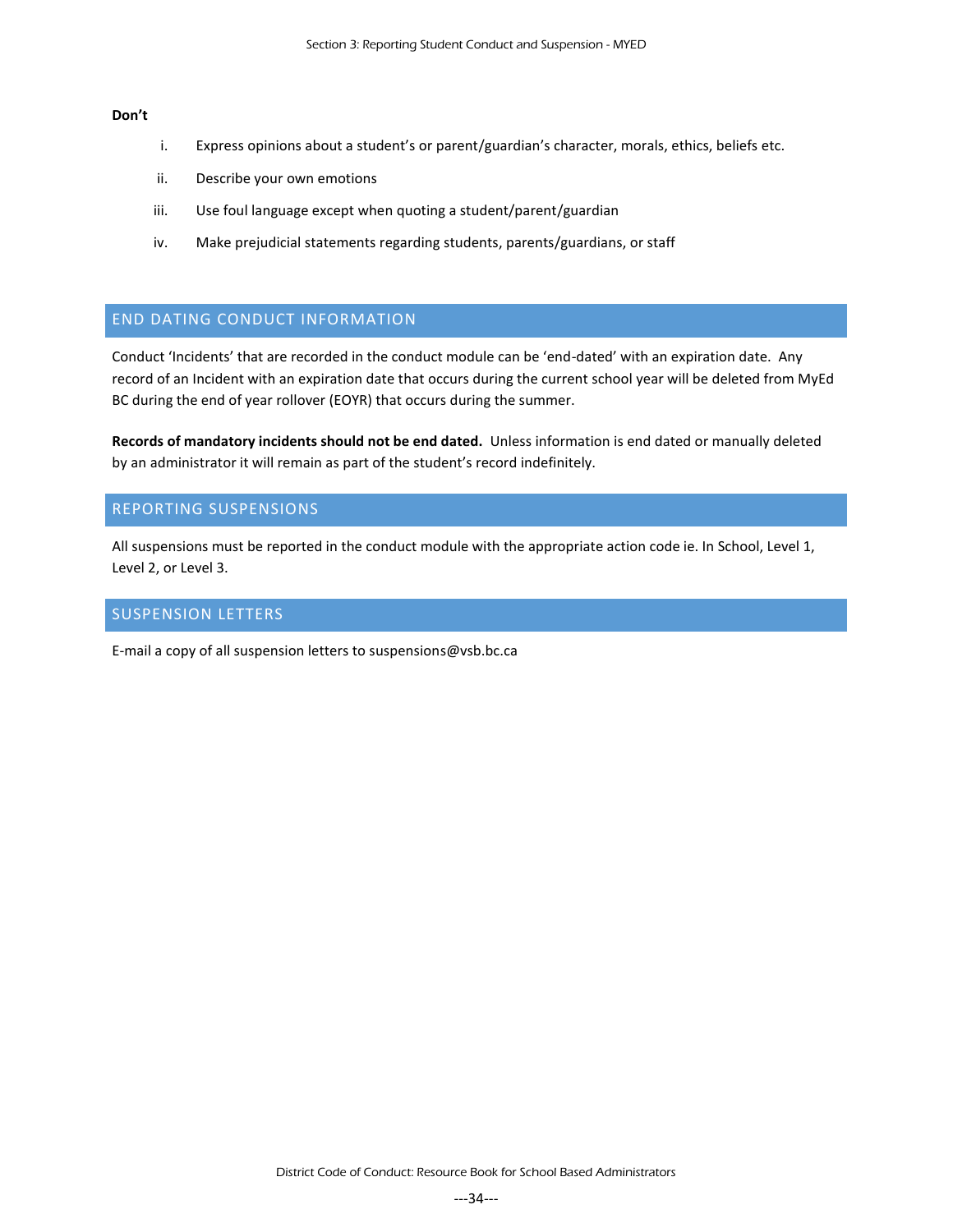**Don't**

i. Express opinions about a student's or parent/guardian's character, morals, ethics, beliefs etc.

ii. Describe your own emotions

iii. Use foul language except when quoting a student/parent/guardian

iv. Make prejudicial statements regarding students, parents/guardians, or staff

## END DATING CONDUCT INFORMATION

Conduct 'Incidents' that are recorded in the conduct module can be 'end-dated' with an expiration date. Any record of an Incident with an expiration date that occurs during the current school year will be deleted from MyEd BC during the end of year rollover (EOYR) that occurs during the summer.

**Records of mandatory incidents should not be end dated.** Unless information is end dated or manually deleted by an administrator it will remain as part of the student's record indefinitely.

## REPORTING SUSPENSIONS

All suspensions must be reported in the conduct module with the appropriate action code ie. In School, Level 1, Level 2, or Level 3.

## SUSPENSION LETTERS

E-mail a copy of all suspension letters to suspensions@vsb.bc.ca